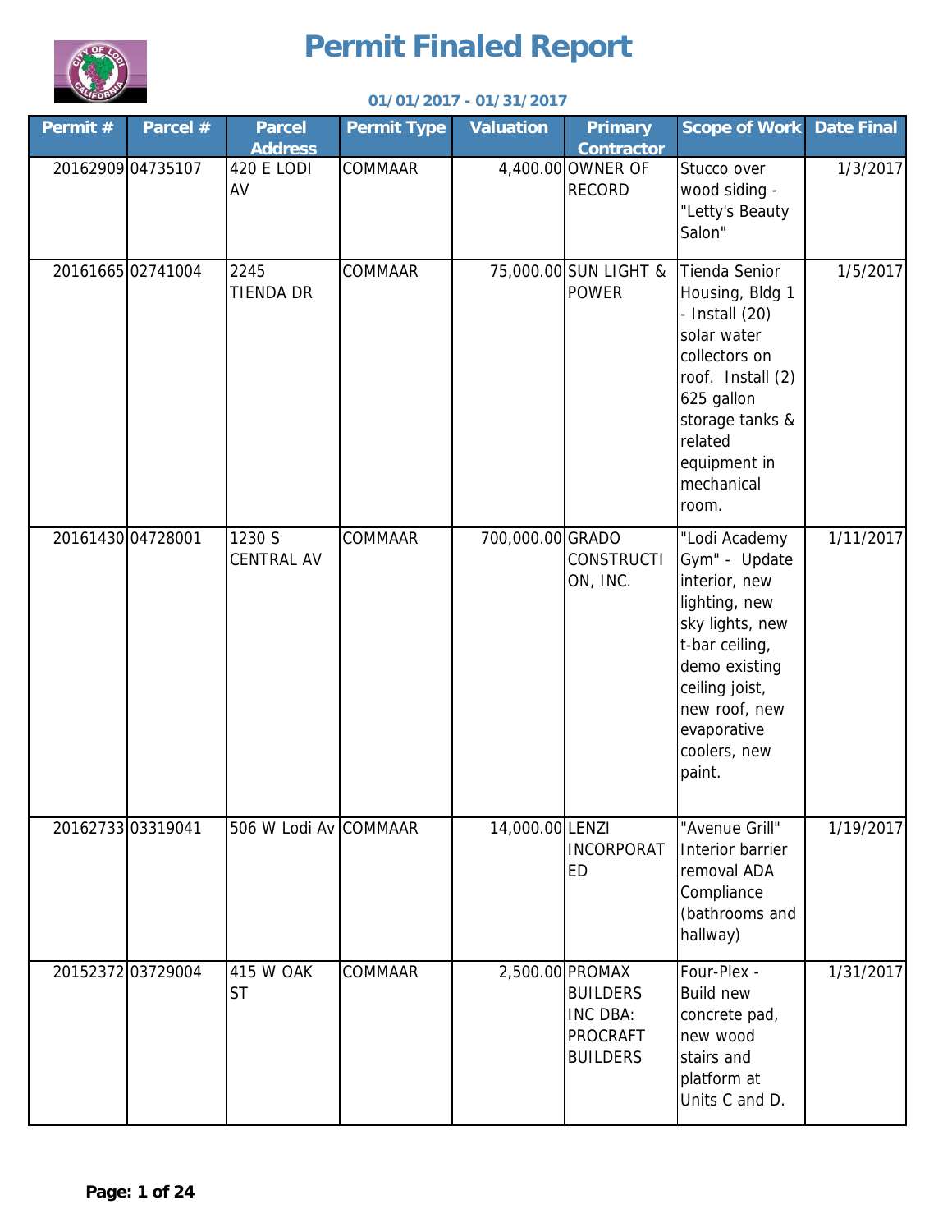# Permit Finaled Report

**01/01/2017 - 01/31/2017**

| Permit # | Parcel # | Parcel Address | Permit Type | Valuation | Primary Contractor | Scope of Work | Date Final |
|---|---|---|---|---|---|---|---|
| 20162909 | 04735107 | 420 E LODI AV | COMMAAR | 4,400.00 | OWNER OF RECORD | Stucco over wood siding - "Letty's Beauty Salon" | 1/3/2017 |
| 20161665 | 02741004 | 2245 TIENDA DR | COMMAAR | 75,000.00 | SUN LIGHT & POWER | Tienda Senior Housing, Bldg 1 - Install (20) solar water collectors on roof. Install (2) 625 gallon storage tanks & related equipment in mechanical room. | 1/5/2017 |
| 20161430 | 04728001 | 1230 S CENTRAL AV | COMMAAR | 700,000.00 | GRADO CONSTRUCTION, INC. | "Lodi Academy Gym" - Update interior, new lighting, new sky lights, new t-bar ceiling, demo existing ceiling joist, new roof, new evaporative coolers, new paint. | 1/11/2017 |
| 20162733 | 03319041 | 506 W Lodi Av | COMMAAR | 14,000.00 | LENZI INCORPORATED | "Avenue Grill" Interior barrier removal ADA Compliance (bathrooms and hallway) | 1/19/2017 |
| 20152372 | 03729004 | 415 W OAK ST | COMMAAR | 2,500.00 | PROMAX BUILDERS INC DBA: PROCRAFT BUILDERS | Four-Plex - Build new concrete pad, new wood stairs and platform at Units C and D. | 1/31/2017 |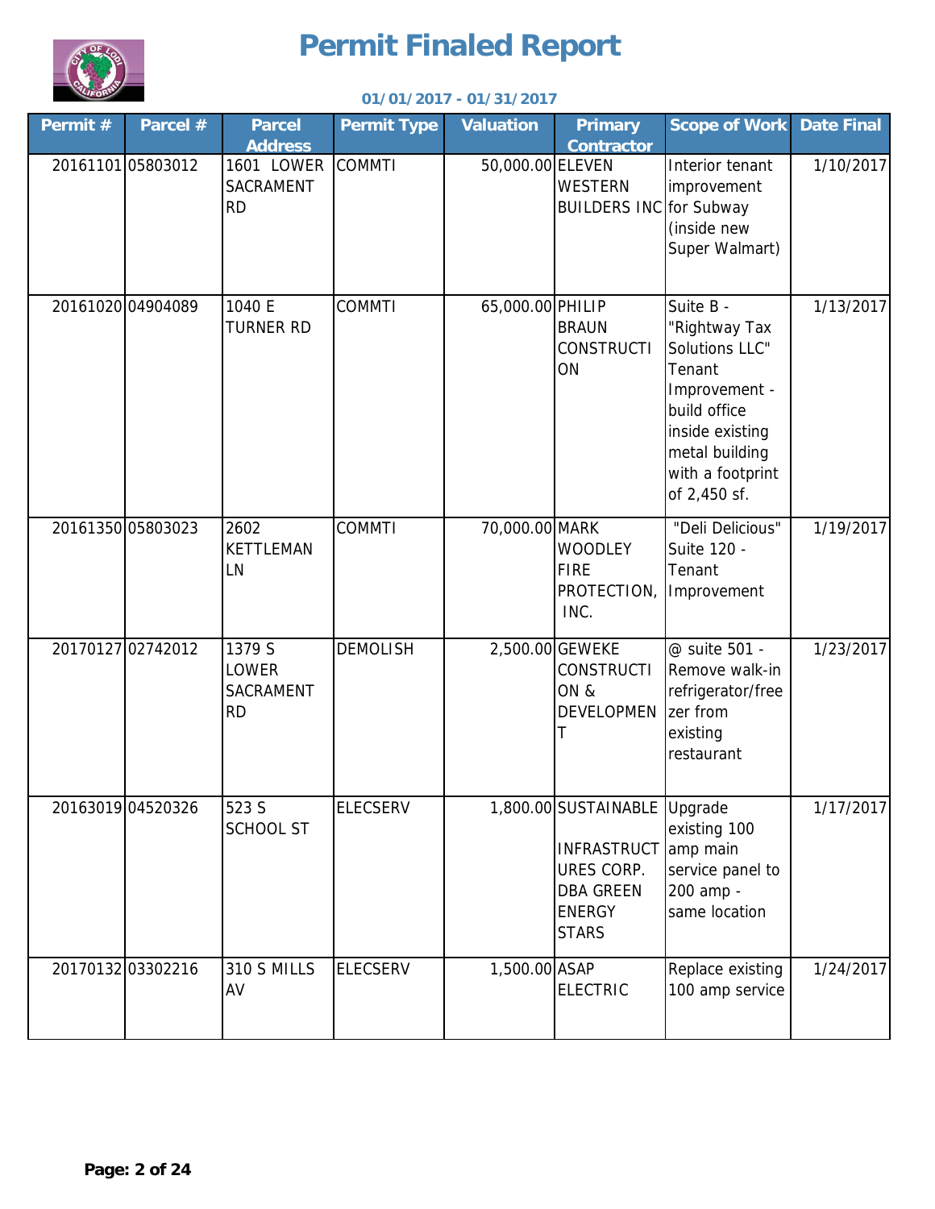# Permit Finaled Report

**01/01/2017 - 01/31/2017**

| Permit # | Parcel # | Parcel Address | Permit Type | Valuation | Primary Contractor | Scope of Work | Date Final |
|---|---|---|---|---|---|---|---|
| 20161101 | 05803012 | 1601 LOWER SACRAMENT RD | COMMTI | 50,000.00 | ELEVEN WESTERN BUILDERS INC | Interior tenant improvement for Subway (inside new Super Walmart) | 1/10/2017 |
| 20161020 | 04904089 | 1040 E TURNER RD | COMMTI | 65,000.00 | PHILIP BRAUN CONSTRUCTION | Suite B - "Rightway Tax Solutions LLC" Tenant Improvement - build office inside existing metal building with a footprint of 2,450 sf. | 1/13/2017 |
| 20161350 | 05803023 | 2602 KETTLEMAN LN | COMMTI | 70,000.00 | MARK WOODLEY FIRE PROTECTION, INC. | "Deli Delicious" Suite 120 - Tenant Improvement | 1/19/2017 |
| 20170127 | 02742012 | 1379 S LOWER SACRAMENT RD | DEMOLISH | 2,500.00 | GEWEKE CONSTRUCTION & DEVELOPMENT | @ suite 501 - Remove walk-in refrigerator/freezer from existing restaurant | 1/23/2017 |
| 20163019 | 04520326 | 523 S SCHOOL ST | ELECSERV | 1,800.00 | SUSTAINABLE INFRASTRUCTURES CORP. DBA GREEN ENERGY STARS | Upgrade existing 100 amp main service panel to 200 amp - same location | 1/17/2017 |
| 20170132 | 03302216 | 310 S MILLS AV | ELECSERV | 1,500.00 | ASAP ELECTRIC | Replace existing 100 amp service | 1/24/2017 |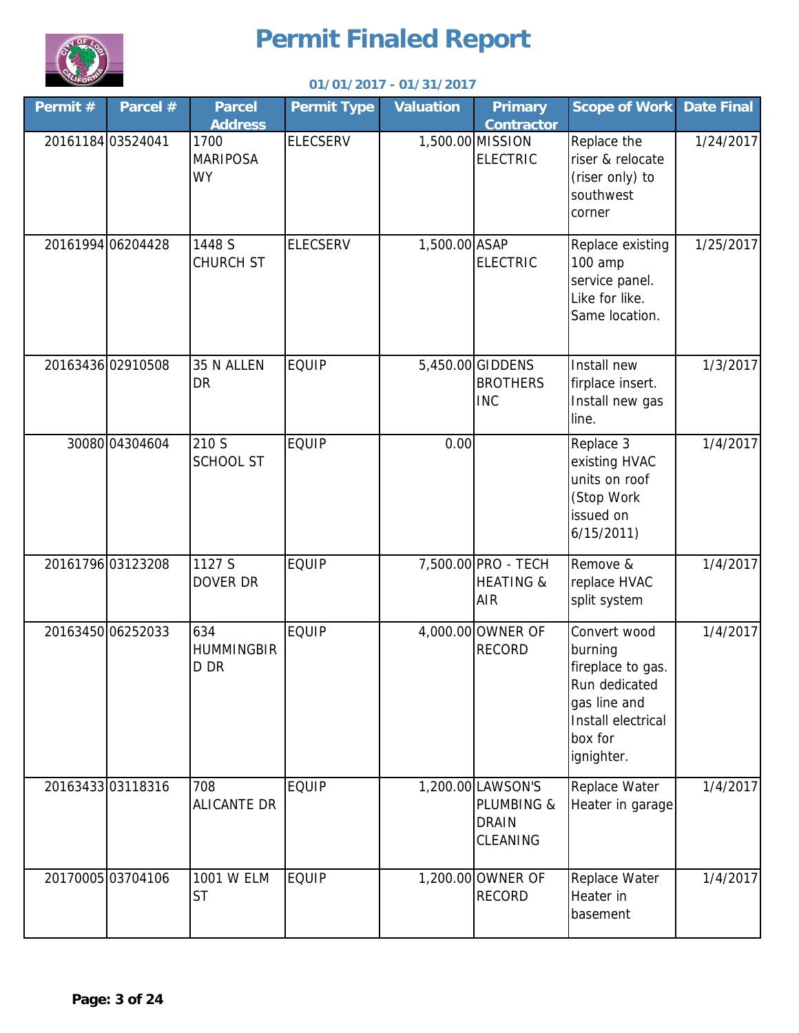# Permit Finaled Report

**01/01/2017 - 01/31/2017**

| Permit # | Parcel # | Parcel Address | Permit Type | Valuation | Primary Contractor | Scope of Work | Date Final |
|---|---|---|---|---|---|---|---|
| 20161184 | 03524041 | 1700 MARIPOSA WY | ELECSERV | 1,500.00 | MISSION ELECTRIC | Replace the riser & relocate (riser only) to southwest corner | 1/24/2017 |
| 20161994 | 06204428 | 1448 S CHURCH ST | ELECSERV | 1,500.00 | ASAP ELECTRIC | Replace existing 100 amp service panel. Like for like. Same location. | 1/25/2017 |
| 20163436 | 02910508 | 35 N ALLEN DR | EQUIP | 5,450.00 | GIDDENS BROTHERS INC | Install new firplace insert. Install new gas line. | 1/3/2017 |
| 30080 | 04304604 | 210 S SCHOOL ST | EQUIP | 0.00 | | Replace 3 existing HVAC units on roof (Stop Work issued on 6/15/2011) | 1/4/2017 |
| 20161796 | 03123208 | 1127 S DOVER DR | EQUIP | 7,500.00 | PRO - TECH HEATING & AIR | Remove & replace HVAC split system | 1/4/2017 |
| 20163450 | 06252033 | 634 HUMMINGBIRD DR | EQUIP | 4,000.00 | OWNER OF RECORD | Convert wood burning fireplace to gas. Run dedicated gas line and Install electrical box for ignighter. | 1/4/2017 |
| 20163433 | 03118316 | 708 ALICANTE DR | EQUIP | 1,200.00 | LAWSON'S PLUMBING & DRAIN CLEANING | Replace Water Heater in garage | 1/4/2017 |
| 20170005 | 03704106 | 1001 W ELM ST | EQUIP | 1,200.00 | OWNER OF RECORD | Replace Water Heater in basement | 1/4/2017 |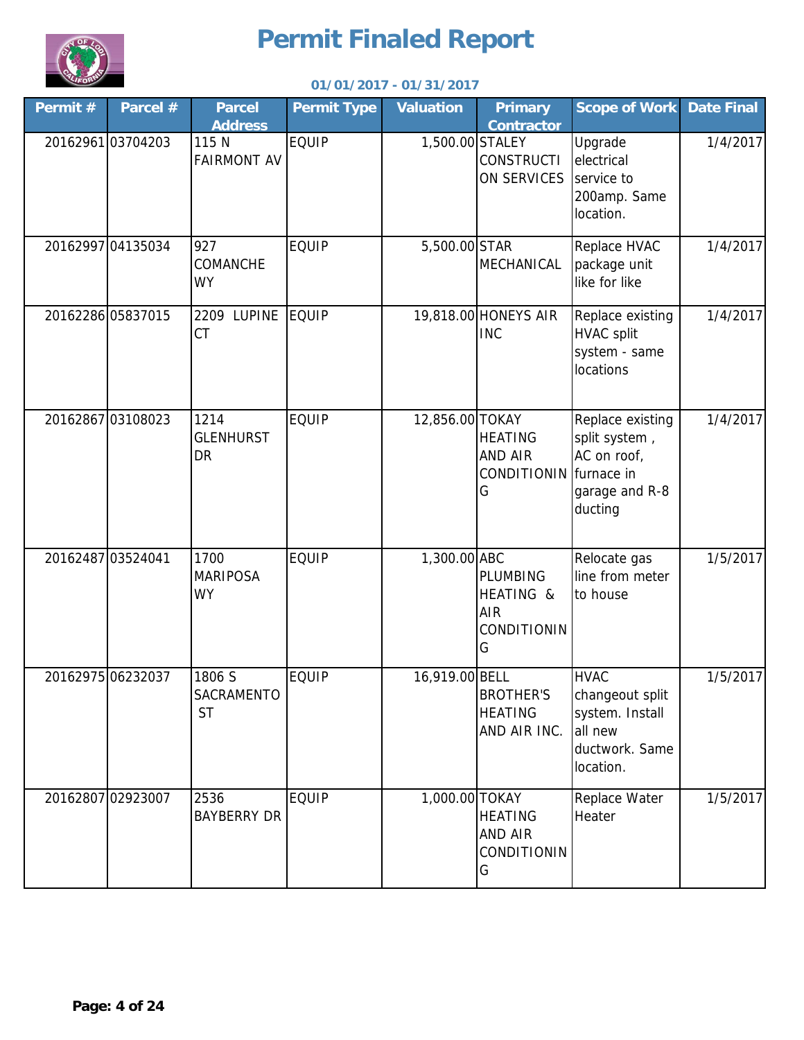# Permit Finaled Report

01/01/2017 - 01/31/2017

| Permit # | Parcel # | Parcel Address | Permit Type | Valuation | Primary Contractor | Scope of Work | Date Final |
|---|---|---|---|---|---|---|---|
| 20162961 | 03704203 | 115 N FAIRMONT AV | EQUIP | 1,500.00 | STALEY CONSTRUCTION SERVICES | Upgrade electrical service to 200amp. Same location. | 1/4/2017 |
| 20162997 | 04135034 | 927 COMANCHE WY | EQUIP | 5,500.00 | STAR MECHANICAL | Replace HVAC package unit like for like | 1/4/2017 |
| 20162286 | 05837015 | 2209 LUPINE CT | EQUIP | 19,818.00 | HONEYS AIR INC | Replace existing HVAC split system - same locations | 1/4/2017 |
| 20162867 | 03108023 | 1214 GLENHURST DR | EQUIP | 12,856.00 | TOKAY HEATING AND AIR CONDITIONING | Replace existing split system , AC on roof, furnace in garage and R-8 ducting | 1/4/2017 |
| 20162487 | 03524041 | 1700 MARIPOSA WY | EQUIP | 1,300.00 | ABC PLUMBING HEATING & AIR CONDITIONING | Relocate gas line from meter to house | 1/5/2017 |
| 20162975 | 06232037 | 1806 S SACRAMENTO ST | EQUIP | 16,919.00 | BELL BROTHER'S HEATING AND AIR INC. | HVAC changeout split system. Install all new ductwork. Same location. | 1/5/2017 |
| 20162807 | 02923007 | 2536 BAYBERRY DR | EQUIP | 1,000.00 | TOKAY HEATING AND AIR CONDITIONING | Replace Water Heater | 1/5/2017 |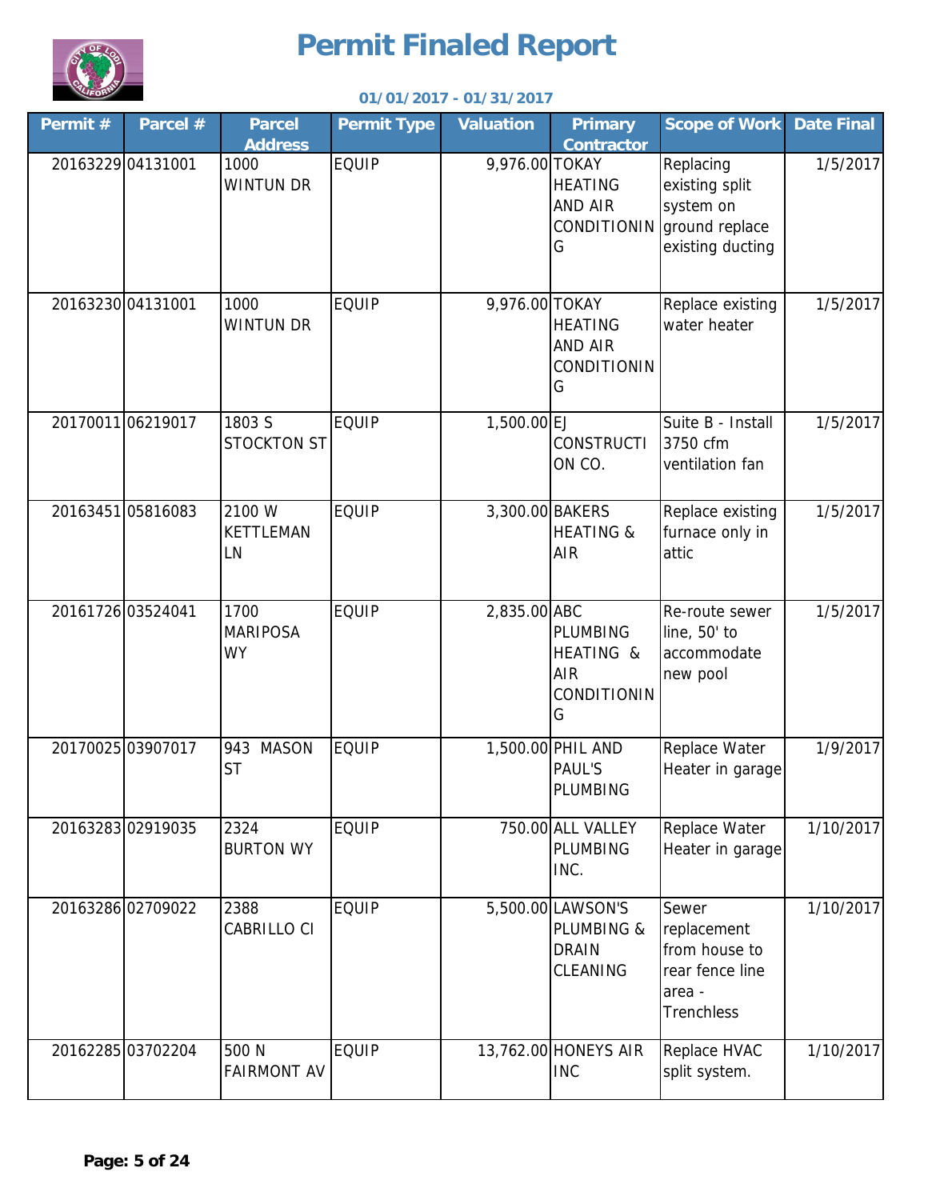# Permit Finaled Report

**01/01/2017 - 01/31/2017**

| Permit # | Parcel # | Parcel Address | Permit Type | Valuation | Primary Contractor | Scope of Work | Date Final |
|---|---|---|---|---|---|---|---|
| 20163229 | 04131001 | 1000 WINTUN DR | EQUIP | 9,976.00 | TOKAY HEATING AND AIR CONDITIONING | Replacing existing split system on ground replace existing ducting | 1/5/2017 |
| 20163230 | 04131001 | 1000 WINTUN DR | EQUIP | 9,976.00 | TOKAY HEATING AND AIR CONDITIONING | Replace existing water heater | 1/5/2017 |
| 20170011 | 06219017 | 1803 S STOCKTON ST | EQUIP | 1,500.00 | EJ CONSTRUCTION CO. | Suite B - Install 3750 cfm ventilation fan | 1/5/2017 |
| 20163451 | 05816083 | 2100 W KETTLEMAN LN | EQUIP | 3,300.00 | BAKERS HEATING & AIR | Replace existing furnace only in attic | 1/5/2017 |
| 20161726 | 03524041 | 1700 MARIPOSA WY | EQUIP | 2,835.00 | ABC PLUMBING HEATING & AIR CONDITIONING | Re-route sewer line, 50' to accommodate new pool | 1/5/2017 |
| 20170025 | 03907017 | 943 MASON ST | EQUIP | 1,500.00 | PHIL AND PAUL'S PLUMBING | Replace Water Heater in garage | 1/9/2017 |
| 20163283 | 02919035 | 2324 BURTON WY | EQUIP | 750.00 | ALL VALLEY PLUMBING INC. | Replace Water Heater in garage | 1/10/2017 |
| 20163286 | 02709022 | 2388 CABRILLO CI | EQUIP | 5,500.00 | LAWSON'S PLUMBING & DRAIN CLEANING | Sewer replacement from house to rear fence line area - Trenchless | 1/10/2017 |
| 20162285 | 03702204 | 500 N FAIRMONT AV | EQUIP | 13,762.00 | HONEYS AIR INC | Replace HVAC split system. | 1/10/2017 |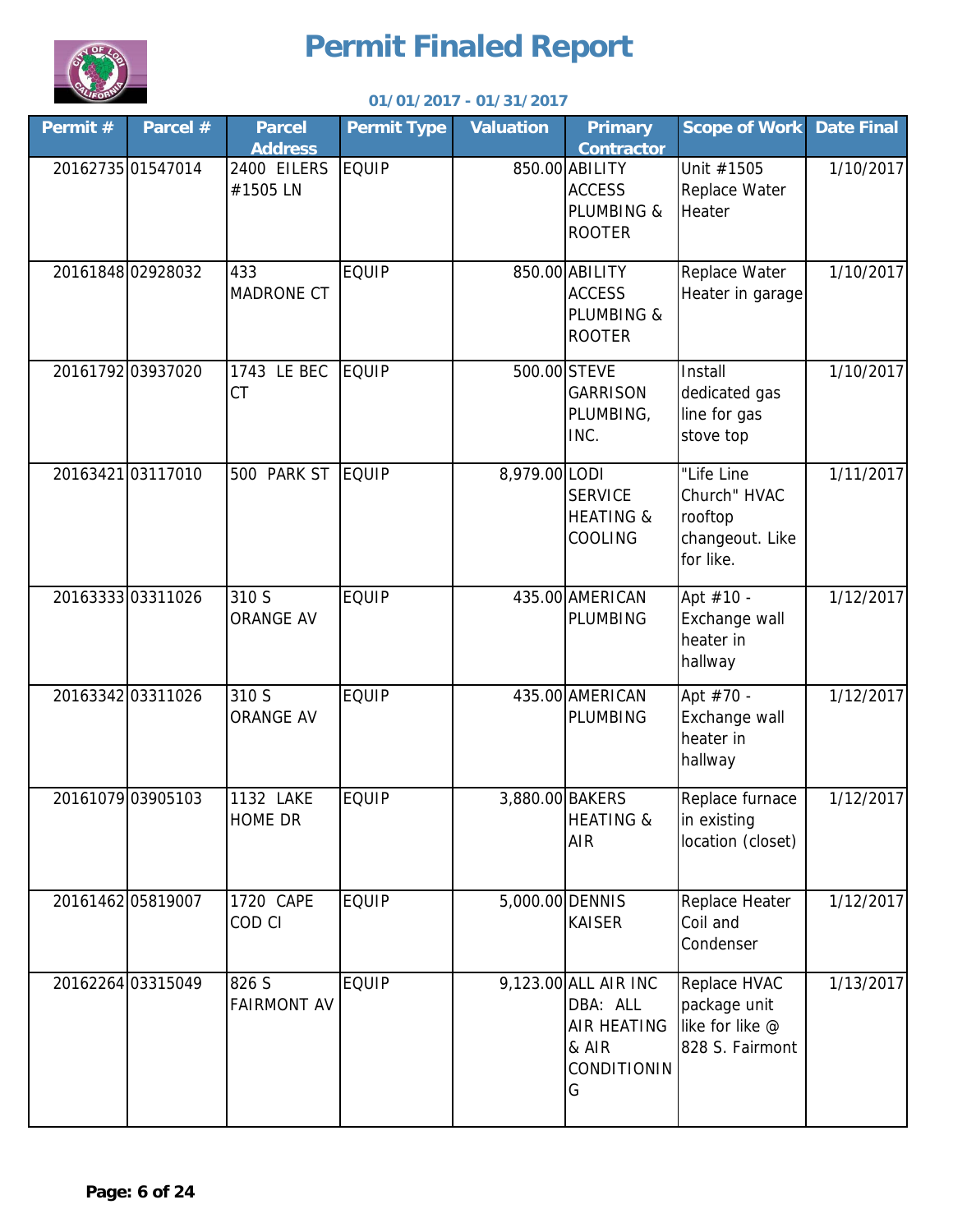# Permit Finaled Report

**01/01/2017 - 01/31/2017**

| Permit # | Parcel # | Parcel Address | Permit Type | Valuation | Primary Contractor | Scope of Work | Date Final |
|---|---|---|---|---|---|---|---|
| 20162735 | 01547014 | 2400 EILERS #1505 LN | EQUIP | 850.00 | ABILITY ACCESS PLUMBING & ROOTER | Unit #1505 Replace Water Heater | 1/10/2017 |
| 20161848 | 02928032 | 433 MADRONE CT | EQUIP | 850.00 | ABILITY ACCESS PLUMBING & ROOTER | Replace Water Heater in garage | 1/10/2017 |
| 20161792 | 03937020 | 1743 LE BEC CT | EQUIP | 500.00 | STEVE GARRISON PLUMBING, INC. | Install dedicated gas line for gas stove top | 1/10/2017 |
| 20163421 | 03117010 | 500 PARK ST | EQUIP | 8,979.00 | LODI SERVICE HEATING & COOLING | "Life Line Church" HVAC rooftop changeout. Like for like. | 1/11/2017 |
| 20163333 | 03311026 | 310 S ORANGE AV | EQUIP | 435.00 | AMERICAN PLUMBING | Apt #10 - Exchange wall heater in hallway | 1/12/2017 |
| 20163342 | 03311026 | 310 S ORANGE AV | EQUIP | 435.00 | AMERICAN PLUMBING | Apt #70 - Exchange wall heater in hallway | 1/12/2017 |
| 20161079 | 03905103 | 1132 LAKE HOME DR | EQUIP | 3,880.00 | BAKERS HEATING & AIR | Replace furnace in existing location (closet) | 1/12/2017 |
| 20161462 | 05819007 | 1720 CAPE COD CI | EQUIP | 5,000.00 | DENNIS KAISER | Replace Heater Coil and Condenser | 1/12/2017 |
| 20162264 | 03315049 | 826 S FAIRMONT AV | EQUIP | 9,123.00 | ALL AIR INC DBA: ALL AIR HEATING & AIR CONDITIONING | Replace HVAC package unit like for like @ 828 S. Fairmont | 1/13/2017 |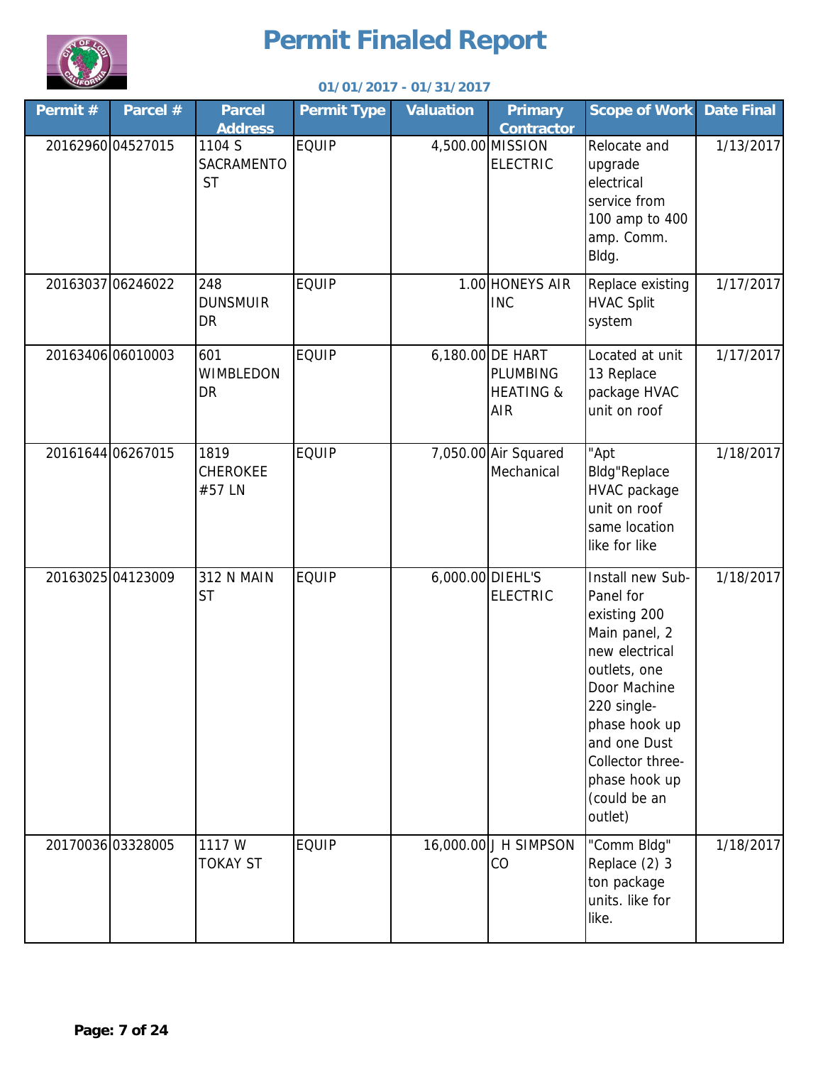# Permit Finaled Report

**01/01/2017 - 01/31/2017**

| Permit # | Parcel # | Parcel Address | Permit Type | Valuation | Primary Contractor | Scope of Work | Date Final |
|---|---|---|---|---|---|---|---|
| 20162960 | 04527015 | 1104 S SACRAMENTO ST | EQUIP | 4,500.00 | MISSION ELECTRIC | Relocate and upgrade electrical service from 100 amp to 400 amp. Comm. Bldg. | 1/13/2017 |
| 20163037 | 06246022 | 248 DUNSMUIR DR | EQUIP | 1.00 | HONEYS AIR INC | Replace existing HVAC Split system | 1/17/2017 |
| 20163406 | 06010003 | 601 WIMBLEDON DR | EQUIP | 6,180.00 | DE HART PLUMBING HEATING & AIR | Located at unit 13 Replace package HVAC unit on roof | 1/17/2017 |
| 20161644 | 06267015 | 1819 CHEROKEE #57 LN | EQUIP | 7,050.00 | Air Squared Mechanical | "Apt Bldg"Replace HVAC package unit on roof same location like for like | 1/18/2017 |
| 20163025 | 04123009 | 312 N MAIN ST | EQUIP | 6,000.00 | DIEHL'S ELECTRIC | Install new Sub-Panel for existing 200 Main panel, 2 new electrical outlets, one Door Machine 220 single-phase hook up and one Dust Collector three-phase hook up (could be an outlet) | 1/18/2017 |
| 20170036 | 03328005 | 1117 W TOKAY ST | EQUIP | 16,000.00 | J H SIMPSON CO | "Comm Bldg" Replace (2) 3 ton package units. like for like. | 1/18/2017 |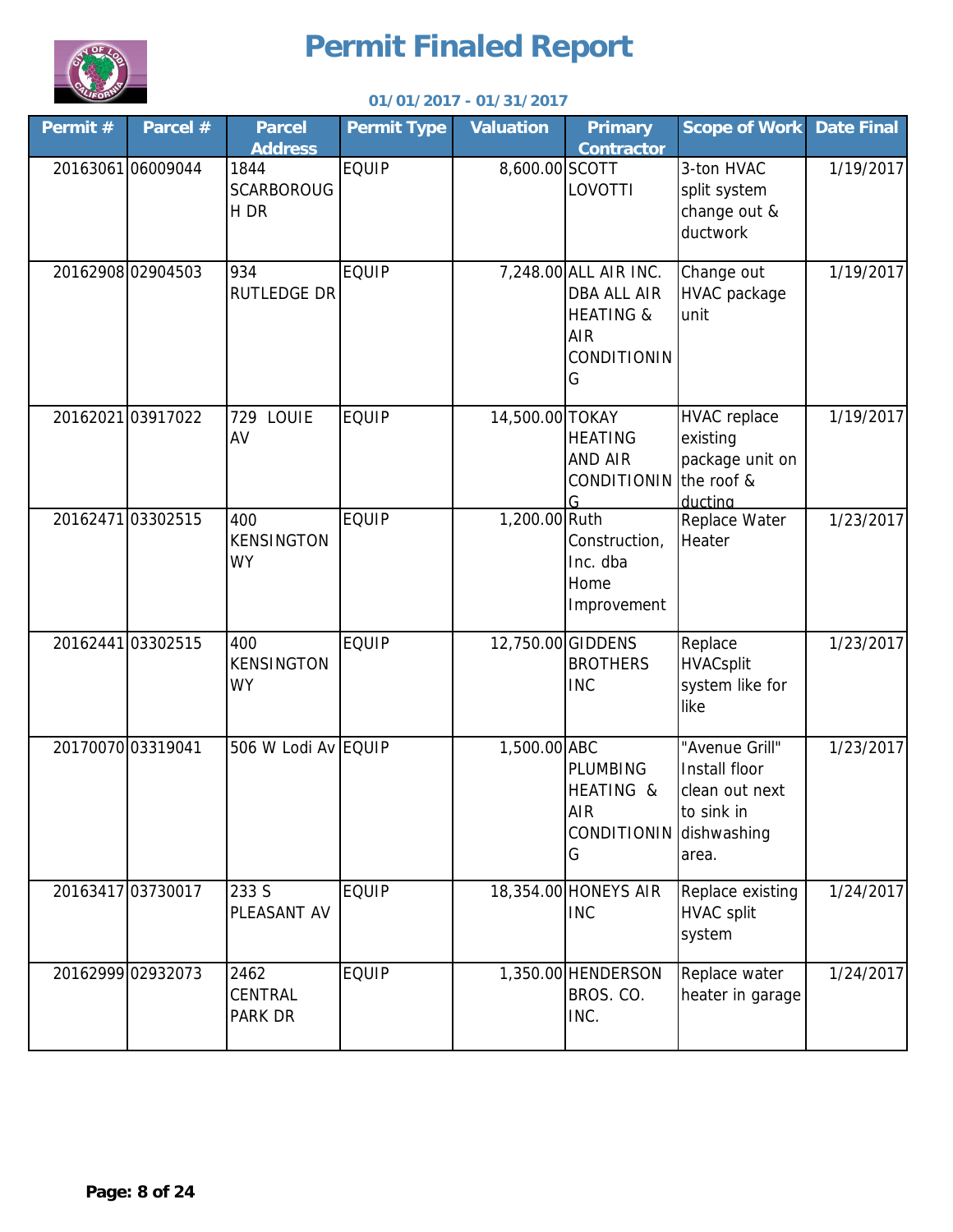# Permit Finaled Report

01/01/2017 - 01/31/2017

| Permit # | Parcel # | Parcel Address | Permit Type | Valuation | Primary Contractor | Scope of Work | Date Final |
|---|---|---|---|---|---|---|---|
| 20163061 | 06009044 | 1844 SCARBOROUGH DR | EQUIP | 8,600.00 | SCOTT LOVOTTI | 3-ton HVAC split system change out & ductwork | 1/19/2017 |
| 20162908 | 02904503 | 934 RUTLEDGE DR | EQUIP | 7,248.00 | ALL AIR INC. DBA ALL AIR HEATING & AIR CONDITIONING | Change out HVAC package unit | 1/19/2017 |
| 20162021 | 03917022 | 729 LOUIE AV | EQUIP | 14,500.00 | TOKAY HEATING AND AIR CONDITIONING | HVAC replace existing package unit on the roof & ducting | 1/19/2017 |
| 20162471 | 03302515 | 400 KENSINGTON WY | EQUIP | 1,200.00 | Ruth Construction, Inc. dba Home Improvement | Replace Water Heater | 1/23/2017 |
| 20162441 | 03302515 | 400 KENSINGTON WY | EQUIP | 12,750.00 | GIDDENS BROTHERS INC | Replace HVACsplit system like for like | 1/23/2017 |
| 20170070 | 03319041 | 506 W Lodi Av | EQUIP | 1,500.00 | ABC PLUMBING HEATING & AIR CONDITIONING | "Avenue Grill" Install floor clean out next to sink in dishwashing area. | 1/23/2017 |
| 20163417 | 03730017 | 233 S PLEASANT AV | EQUIP | 18,354.00 | HONEYS AIR INC | Replace existing HVAC split system | 1/24/2017 |
| 20162999 | 02932073 | 2462 CENTRAL PARK DR | EQUIP | 1,350.00 | HENDERSON BROS. CO. INC. | Replace water heater in garage | 1/24/2017 |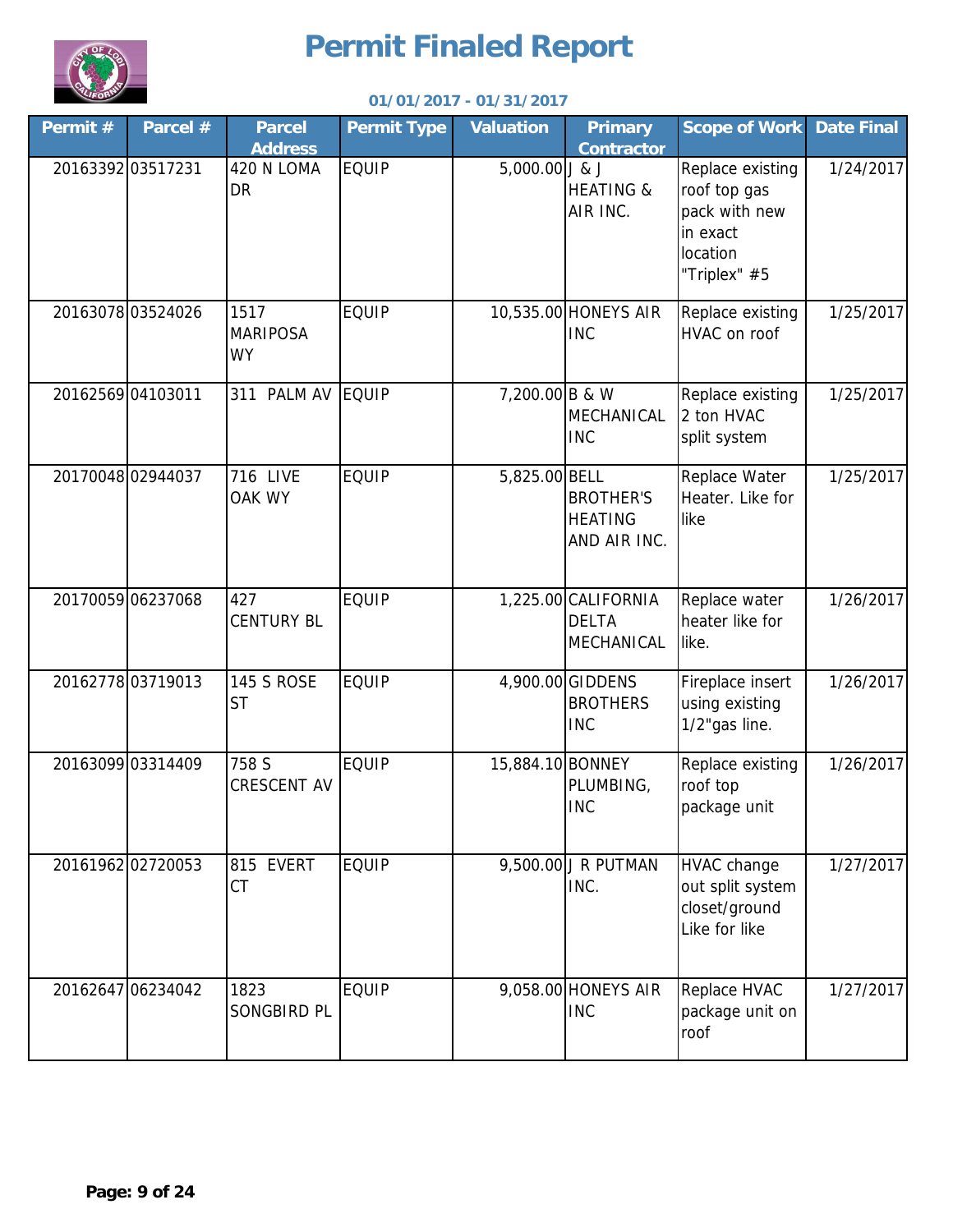# Permit Finaled Report

**01/01/2017 - 01/31/2017**

| Permit # | Parcel # | Parcel Address | Permit Type | Valuation | Primary Contractor | Scope of Work | Date Final |
|---|---|---|---|---|---|---|---|
| 20163392 | 03517231 | 420 N LOMA DR | EQUIP | 5,000.00 | J & J HEATING & AIR INC. | Replace existing roof top gas pack with new in exact location "Triplex" #5 | 1/24/2017 |
| 20163078 | 03524026 | 1517 MARIPOSA WY | EQUIP | 10,535.00 | HONEYS AIR INC | Replace existing HVAC on roof | 1/25/2017 |
| 20162569 | 04103011 | 311 PALM AV | EQUIP | 7,200.00 | B & W MECHANICAL INC | Replace existing 2 ton HVAC split system | 1/25/2017 |
| 20170048 | 02944037 | 716 LIVE OAK WY | EQUIP | 5,825.00 | BELL BROTHER'S HEATING AND AIR INC. | Replace Water Heater. Like for like | 1/25/2017 |
| 20170059 | 06237068 | 427 CENTURY BL | EQUIP | 1,225.00 | CALIFORNIA DELTA MECHANICAL | Replace water heater like for like. | 1/26/2017 |
| 20162778 | 03719013 | 145 S ROSE ST | EQUIP | 4,900.00 | GIDDENS BROTHERS INC | Fireplace insert using existing 1/2"gas line. | 1/26/2017 |
| 20163099 | 03314409 | 758 S CRESCENT AV | EQUIP | 15,884.10 | BONNEY PLUMBING, INC | Replace existing roof top package unit | 1/26/2017 |
| 20161962 | 02720053 | 815 EVERT CT | EQUIP | 9,500.00 | J R PUTMAN INC. | HVAC change out split system closet/ground Like for like | 1/27/2017 |
| 20162647 | 06234042 | 1823 SONGBIRD PL | EQUIP | 9,058.00 | HONEYS AIR INC | Replace HVAC package unit on roof | 1/27/2017 |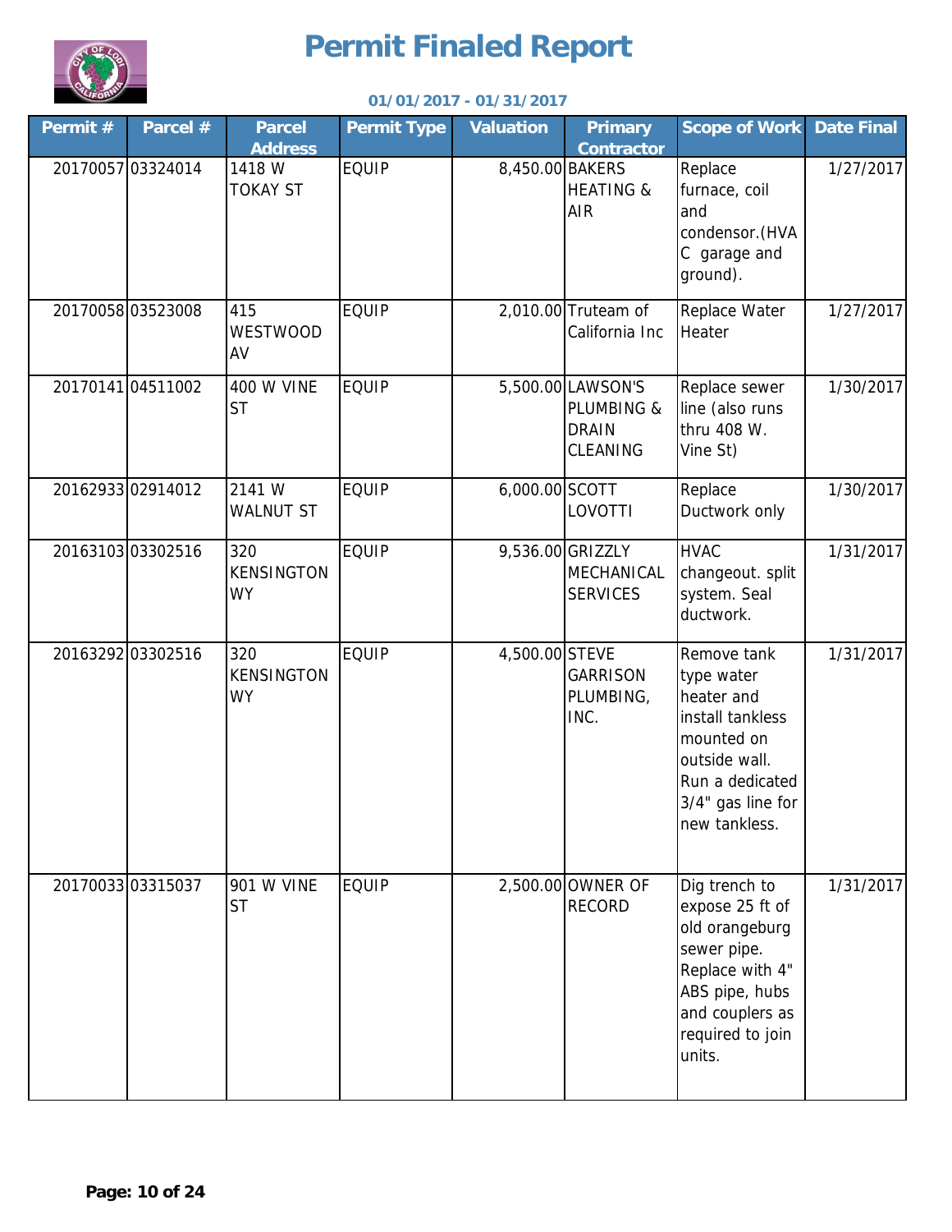# Permit Finaled Report

**01/01/2017 - 01/31/2017**

| Permit # | Parcel # | Parcel Address | Permit Type | Valuation | Primary Contractor | Scope of Work | Date Final |
|---|---|---|---|---|---|---|---|
| 20170057 | 03324014 | 1418 W TOKAY ST | EQUIP | 8,450.00 | BAKERS HEATING & AIR | Replace furnace, coil and condensor.(HVAC garage and ground). | 1/27/2017 |
| 20170058 | 03523008 | 415 WESTWOOD AV | EQUIP | 2,010.00 | Truteam of California Inc | Replace Water Heater | 1/27/2017 |
| 20170141 | 04511002 | 400 W VINE ST | EQUIP | 5,500.00 | LAWSON'S PLUMBING & DRAIN CLEANING | Replace sewer line (also runs thru 408 W. Vine St) | 1/30/2017 |
| 20162933 | 02914012 | 2141 W WALNUT ST | EQUIP | 6,000.00 | SCOTT LOVOTTI | Replace Ductwork only | 1/30/2017 |
| 20163103 | 03302516 | 320 KENSINGTON WY | EQUIP | 9,536.00 | GRIZZLY MECHANICAL SERVICES | HVAC changeout. split system. Seal ductwork. | 1/31/2017 |
| 20163292 | 03302516 | 320 KENSINGTON WY | EQUIP | 4,500.00 | STEVE GARRISON PLUMBING, INC. | Remove tank type water heater and install tankless mounted on outside wall. Run a dedicated 3/4" gas line for new tankless. | 1/31/2017 |
| 20170033 | 03315037 | 901 W VINE ST | EQUIP | 2,500.00 | OWNER OF RECORD | Dig trench to expose 25 ft of old orangeburg sewer pipe. Replace with 4" ABS pipe, hubs and couplers as required to join units. | 1/31/2017 |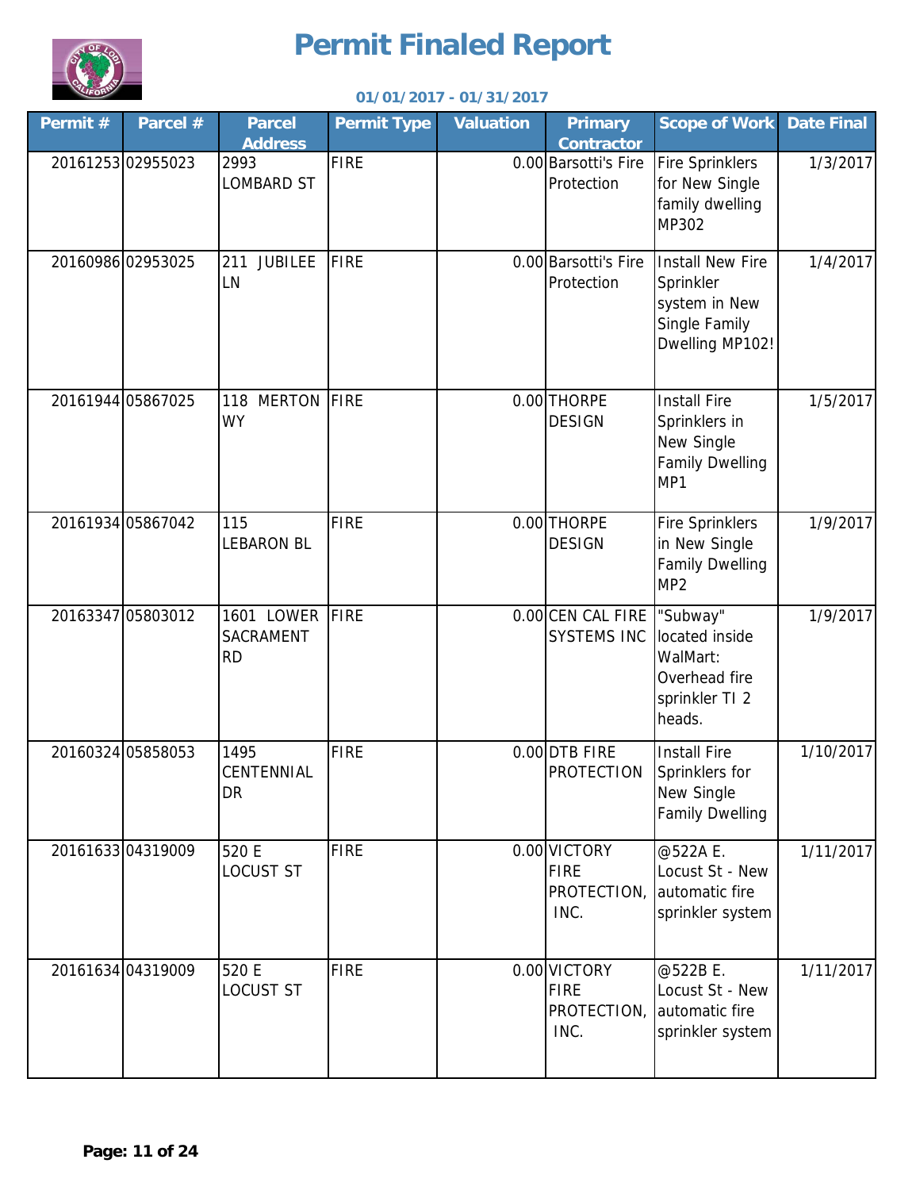# Permit Finaled Report

**01/01/2017 - 01/31/2017**

| Permit # | Parcel # | Parcel Address | Permit Type | Valuation | Primary Contractor | Scope of Work | Date Final |
|---|---|---|---|---|---|---|---|
| 20161253 | 02955023 | 2993 LOMBARD ST | FIRE | 0.00 | Barsotti's Fire Protection | Fire Sprinklers for New Single family dwelling MP302 | 1/3/2017 |
| 20160986 | 02953025 | 211 JUBILEE LN | FIRE | 0.00 | Barsotti's Fire Protection | Install New Fire Sprinkler system in New Single Family Dwelling MP102! | 1/4/2017 |
| 20161944 | 05867025 | 118 MERTON WY | FIRE | 0.00 | THORPE DESIGN | Install Fire Sprinklers in New Single Family Dwelling MP1 | 1/5/2017 |
| 20161934 | 05867042 | 115 LEBARON BL | FIRE | 0.00 | THORPE DESIGN | Fire Sprinklers in New Single Family Dwelling MP2 | 1/9/2017 |
| 20163347 | 05803012 | 1601 LOWER SACRAMENT RD | FIRE | 0.00 | CEN CAL FIRE SYSTEMS INC | "Subway" located inside WalMart: Overhead fire sprinkler TI 2 heads. | 1/9/2017 |
| 20160324 | 05858053 | 1495 CENTENNIAL DR | FIRE | 0.00 | DTB FIRE PROTECTION | Install Fire Sprinklers for New Single Family Dwelling | 1/10/2017 |
| 20161633 | 04319009 | 520 E LOCUST ST | FIRE | 0.00 | VICTORY FIRE PROTECTION, INC. | @522A E. Locust St - New automatic fire sprinkler system | 1/11/2017 |
| 20161634 | 04319009 | 520 E LOCUST ST | FIRE | 0.00 | VICTORY FIRE PROTECTION, INC. | @522B E. Locust St - New automatic fire sprinkler system | 1/11/2017 |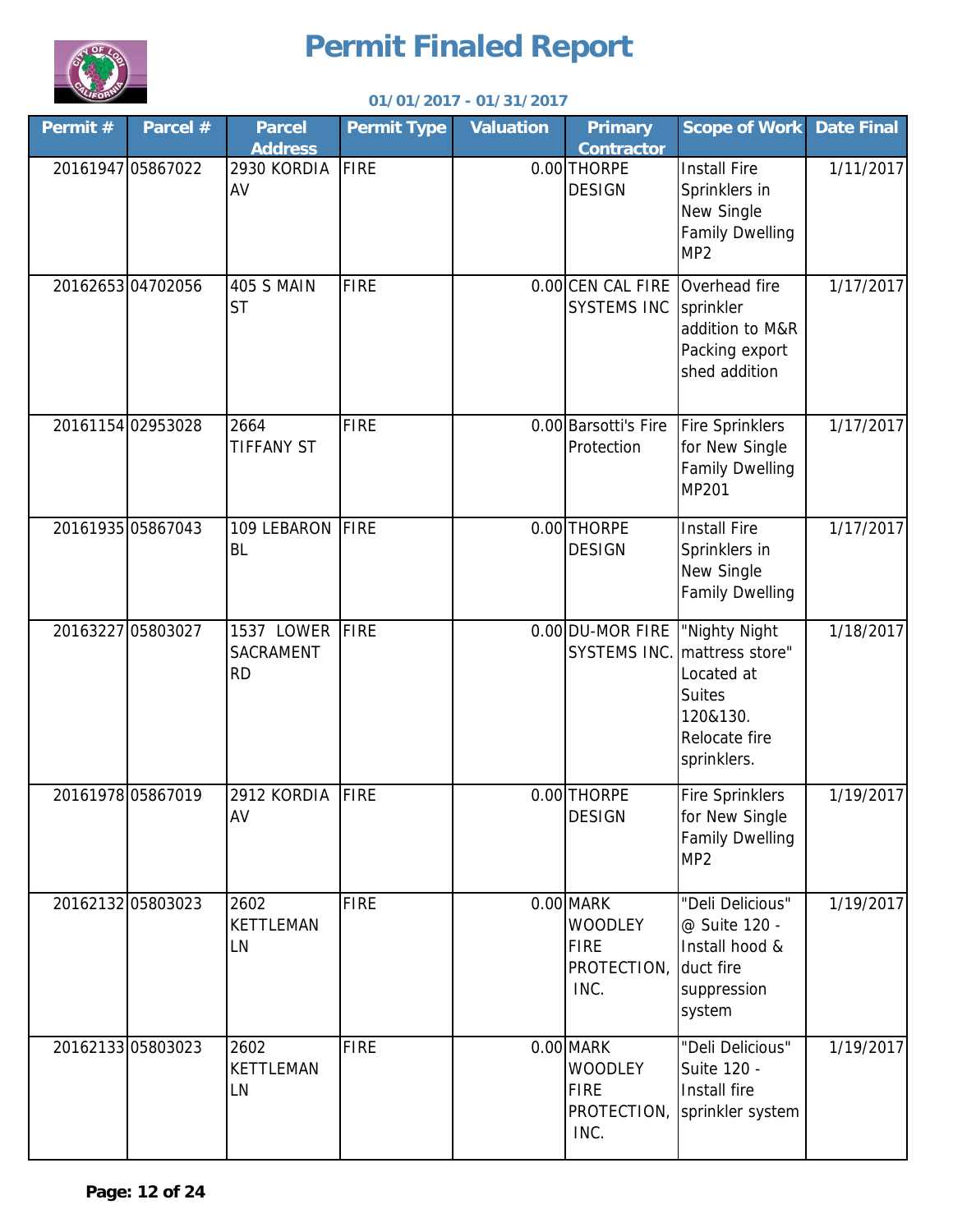# Permit Finaled Report

**01/01/2017 - 01/31/2017**

| Permit # | Parcel # | Parcel Address | Permit Type | Valuation | Primary Contractor | Scope of Work | Date Final |
|---|---|---|---|---|---|---|---|
| 20161947 | 05867022 | 2930 KORDIA AV | FIRE | 0.00 | THORPE DESIGN | Install Fire Sprinklers in New Single Family Dwelling MP2 | 1/11/2017 |
| 20162653 | 04702056 | 405 S MAIN ST | FIRE | 0.00 | CEN CAL FIRE SYSTEMS INC | Overhead fire sprinkler addition to M&R Packing export shed addition | 1/17/2017 |
| 20161154 | 02953028 | 2664 TIFFANY ST | FIRE | 0.00 | Barsotti's Fire Protection | Fire Sprinklers for New Single Family Dwelling MP201 | 1/17/2017 |
| 20161935 | 05867043 | 109 LEBARON BL | FIRE | 0.00 | THORPE DESIGN | Install Fire Sprinklers in New Single Family Dwelling | 1/17/2017 |
| 20163227 | 05803027 | 1537 LOWER SACRAMENT RD | FIRE | 0.00 | DU-MOR FIRE SYSTEMS INC. | "Nighty Night mattress store" Located at Suites 120&130. Relocate fire sprinklers. | 1/18/2017 |
| 20161978 | 05867019 | 2912 KORDIA AV | FIRE | 0.00 | THORPE DESIGN | Fire Sprinklers for New Single Family Dwelling MP2 | 1/19/2017 |
| 20162132 | 05803023 | 2602 KETTLEMAN LN | FIRE | 0.00 | MARK WOODLEY FIRE PROTECTION, INC. | "Deli Delicious" @ Suite 120 - Install hood & duct fire suppression system | 1/19/2017 |
| 20162133 | 05803023 | 2602 KETTLEMAN LN | FIRE | 0.00 | MARK WOODLEY FIRE PROTECTION, INC. | "Deli Delicious" Suite 120 - Install fire sprinkler system | 1/19/2017 |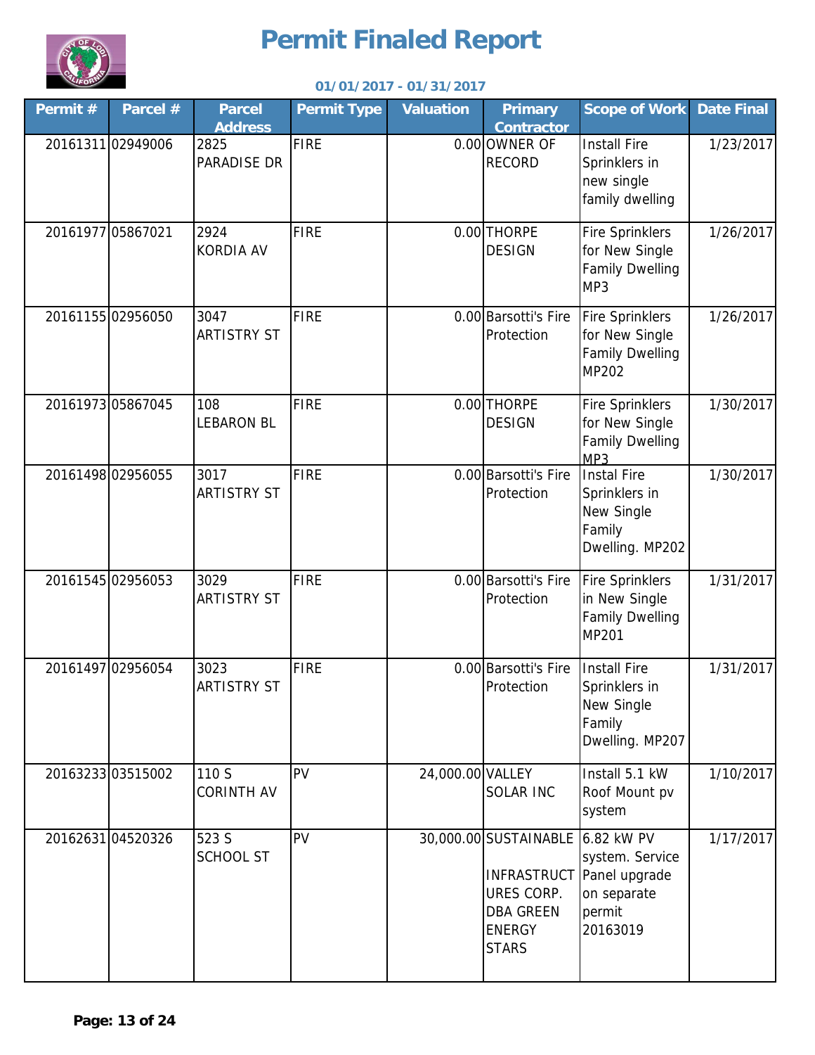# Permit Finaled Report

**01/01/2017 - 01/31/2017**

| Permit # | Parcel # | Parcel Address | Permit Type | Valuation | Primary Contractor | Scope of Work | Date Final |
|---|---|---|---|---|---|---|---|
| 20161311 | 02949006 | 2825 PARADISE DR | FIRE | 0.00 | OWNER OF RECORD | Install Fire Sprinklers in new single family dwelling | 1/23/2017 |
| 20161977 | 05867021 | 2924 KORDIA AV | FIRE | 0.00 | THORPE DESIGN | Fire Sprinklers for New Single Family Dwelling MP3 | 1/26/2017 |
| 20161155 | 02956050 | 3047 ARTISTRY ST | FIRE | 0.00 | Barsotti's Fire Protection | Fire Sprinklers for New Single Family Dwelling MP202 | 1/26/2017 |
| 20161973 | 05867045 | 108 LEBARON BL | FIRE | 0.00 | THORPE DESIGN | Fire Sprinklers for New Single Family Dwelling MP3 | 1/30/2017 |
| 20161498 | 02956055 | 3017 ARTISTRY ST | FIRE | 0.00 | Barsotti's Fire Protection | Instal Fire Sprinklers in New Single Family Dwelling. MP202 | 1/30/2017 |
| 20161545 | 02956053 | 3029 ARTISTRY ST | FIRE | 0.00 | Barsotti's Fire Protection | Fire Sprinklers in New Single Family Dwelling MP201 | 1/31/2017 |
| 20161497 | 02956054 | 3023 ARTISTRY ST | FIRE | 0.00 | Barsotti's Fire Protection | Install Fire Sprinklers in New Single Family Dwelling. MP207 | 1/31/2017 |
| 20163233 | 03515002 | 110 S CORINTH AV | PV | 24,000.00 | VALLEY SOLAR INC | Install 5.1 kW Roof Mount pv system | 1/10/2017 |
| 20162631 | 04520326 | 523 S SCHOOL ST | PV | 30,000.00 | SUSTAINABLE INFRASTRUCTURES CORP. DBA GREEN ENERGY STARS | 6.82 kW PV system. Service Panel upgrade on separate permit 20163019 | 1/17/2017 |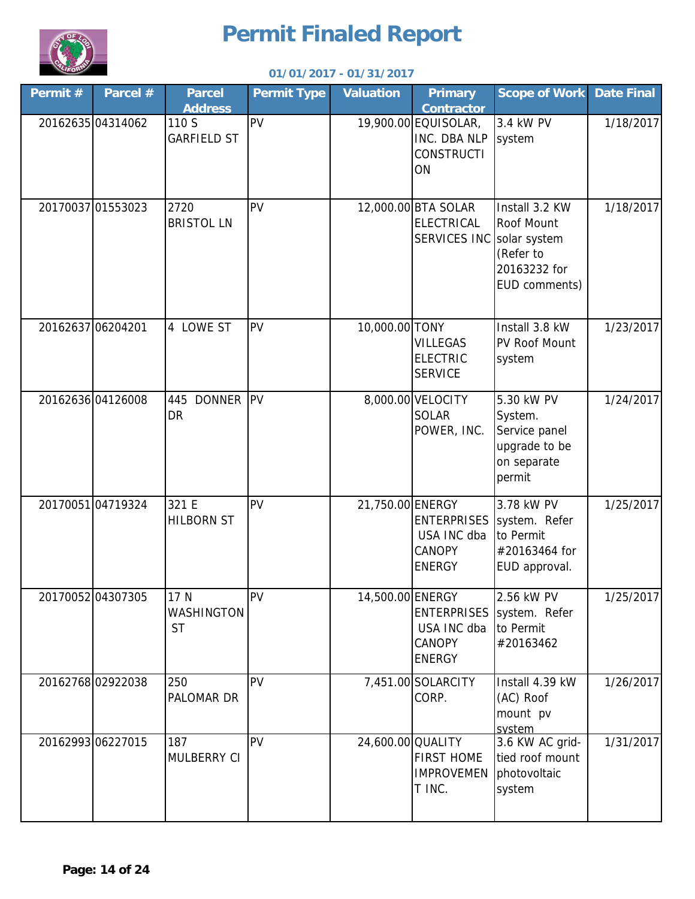# Permit Finaled Report

**01/01/2017 - 01/31/2017**

| Permit # | Parcel # | Parcel Address | Permit Type | Valuation | Primary Contractor | Scope of Work | Date Final |
|---|---|---|---|---|---|---|---|
| 20162635 | 04314062 | 110 S GARFIELD ST | PV | 19,900.00 | EQUISOLAR, INC. DBA NLP CONSTRUCTION | 3.4 kW PV system | 1/18/2017 |
| 20170037 | 01553023 | 2720 BRISTOL LN | PV | 12,000.00 | BTA SOLAR ELECTRICAL SERVICES INC | Install 3.2 KW Roof Mount solar system (Refer to 20163232 for EUD comments) | 1/18/2017 |
| 20162637 | 06204201 | 4 LOWE ST | PV | 10,000.00 | TONY VILLEGAS ELECTRIC SERVICE | Install 3.8 kW PV Roof Mount system | 1/23/2017 |
| 20162636 | 04126008 | 445 DONNER DR | PV | 8,000.00 | VELOCITY SOLAR POWER, INC. | 5.30 kW PV System. Service panel upgrade to be on separate permit | 1/24/2017 |
| 20170051 | 04719324 | 321 E HILBORN ST | PV | 21,750.00 | ENERGY ENTERPRISES USA INC dba CANOPY ENERGY | 3.78 kW PV system. Refer to Permit #20163464 for EUD approval. | 1/25/2017 |
| 20170052 | 04307305 | 17 N WASHINGTON ST | PV | 14,500.00 | ENERGY ENTERPRISES USA INC dba CANOPY ENERGY | 2.56 kW PV system. Refer to Permit #20163462 | 1/25/2017 |
| 20162768 | 02922038 | 250 PALOMAR DR | PV | 7,451.00 | SOLARCITY CORP. | Install 4.39 kW (AC) Roof mount pv system | 1/26/2017 |
| 20162993 | 06227015 | 187 MULBERRY CI | PV | 24,600.00 | QUALITY FIRST HOME IMPROVEMENT INC. | 3.6 KW AC grid-tied roof mount photovoltaic system | 1/31/2017 |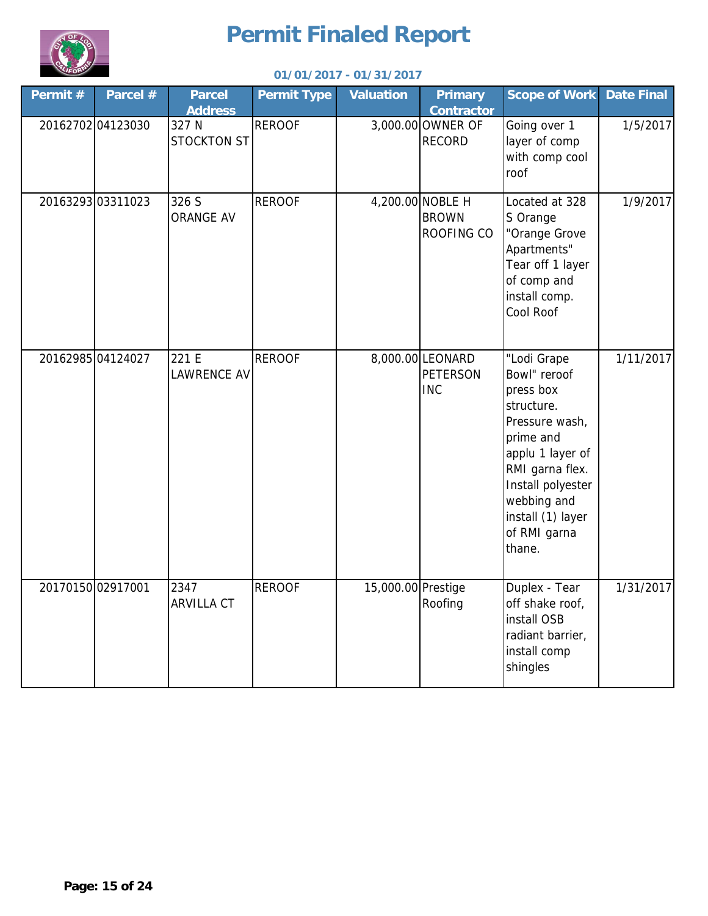# Permit Finaled Report

**01/01/2017 - 01/31/2017**

| Permit # | Parcel # | Parcel Address | Permit Type | Valuation | Primary Contractor | Scope of Work | Date Final |
|---|---|---|---|---|---|---|---|
| 20162702 | 04123030 | 327 N STOCKTON ST | REROOF | 3,000.00 | OWNER OF RECORD | Going over 1 layer of comp with comp cool roof | 1/5/2017 |
| 20163293 | 03311023 | 326 S ORANGE AV | REROOF | 4,200.00 | NOBLE H BROWN ROOFING CO | Located at 328 S Orange "Orange Grove Apartments" Tear off 1 layer of comp and install comp. Cool Roof | 1/9/2017 |
| 20162985 | 04124027 | 221 E LAWRENCE AV | REROOF | 8,000.00 | LEONARD PETERSON INC | "Lodi Grape Bowl" reroof press box structure. Pressure wash, prime and applu 1 layer of RMI garna flex. Install polyester webbing and install (1) layer of RMI garna thane. | 1/11/2017 |
| 20170150 | 02917001 | 2347 ARVILLA CT | REROOF | 15,000.00 | Prestige Roofing | Duplex - Tear off shake roof, install OSB radiant barrier, install comp shingles | 1/31/2017 |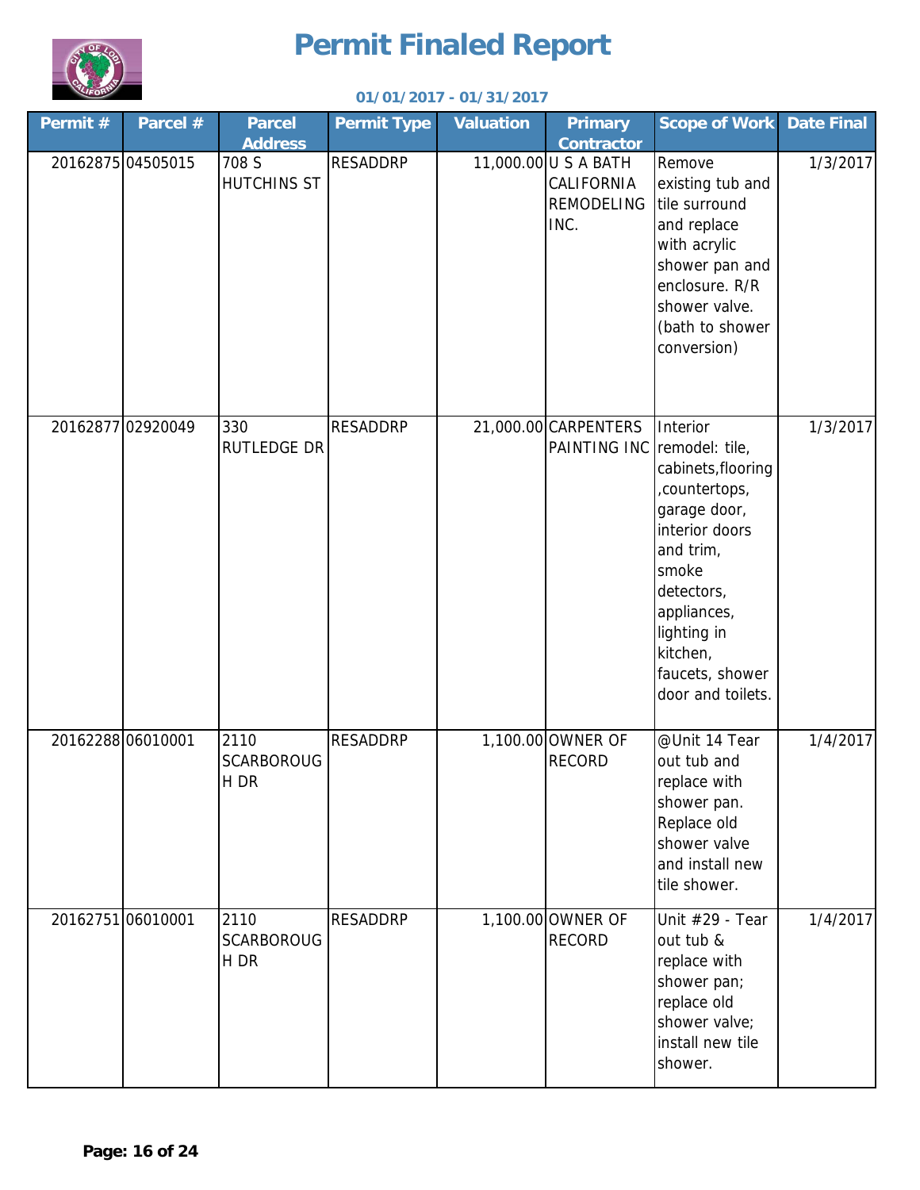# Permit Finaled Report

**01/01/2017 - 01/31/2017**

| Permit # | Parcel # | Parcel Address | Permit Type | Valuation | Primary Contractor | Scope of Work | Date Final |
|---|---|---|---|---|---|---|---|
| 20162875 | 04505015 | 708 S HUTCHINS ST | RESADDRP | 11,000.00 | U S A BATH CALIFORNIA REMODELING INC. | Remove existing tub and tile surround and replace with acrylic shower pan and enclosure. R/R shower valve. (bath to shower conversion) | 1/3/2017 |
| 20162877 | 02920049 | 330 RUTLEDGE DR | RESADDRP | 21,000.00 | CARPENTERS PAINTING INC | Interior remodel: tile, cabinets,flooring ,countertops, garage door, interior doors and trim, smoke detectors, appliances, lighting in kitchen, faucets, shower door and toilets. | 1/3/2017 |
| 20162288 | 06010001 | 2110 SCARBOROUGH DR | RESADDRP | 1,100.00 | OWNER OF RECORD | @Unit 14 Tear out tub and replace with shower pan. Replace old shower valve and install new tile shower. | 1/4/2017 |
| 20162751 | 06010001 | 2110 SCARBOROUGH DR | RESADDRP | 1,100.00 | OWNER OF RECORD | Unit #29 - Tear out tub & replace with shower pan; replace old shower valve; install new tile shower. | 1/4/2017 |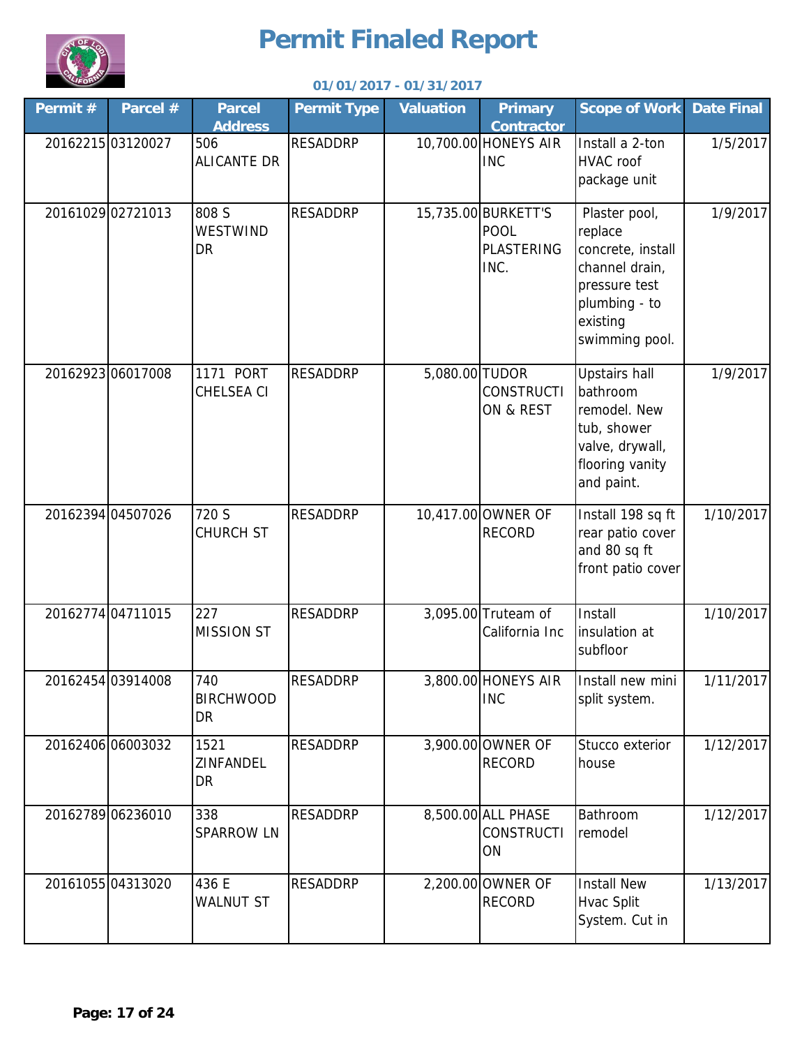# Permit Finaled Report

**01/01/2017 - 01/31/2017**

| Permit # | Parcel # | Parcel Address | Permit Type | Valuation | Primary Contractor | Scope of Work | Date Final |
|---|---|---|---|---|---|---|---|
| 20162215 | 03120027 | 506 ALICANTE DR | RESADDRP | 10,700.00 | HONEYS AIR INC | Install a 2-ton HVAC roof package unit | 1/5/2017 |
| 20161029 | 02721013 | 808 S WESTWIND DR | RESADDRP | 15,735.00 | BURKETT'S POOL PLASTERING INC. | Plaster pool, replace concrete, install channel drain, pressure test plumbing - to existing swimming pool. | 1/9/2017 |
| 20162923 | 06017008 | 1171 PORT CHELSEA CI | RESADDRP | 5,080.00 | TUDOR CONSTRUCTION & REST | Upstairs hall bathroom remodel. New tub, shower valve, drywall, flooring vanity and paint. | 1/9/2017 |
| 20162394 | 04507026 | 720 S CHURCH ST | RESADDRP | 10,417.00 | OWNER OF RECORD | Install 198 sq ft rear patio cover and 80 sq ft front patio cover | 1/10/2017 |
| 20162774 | 04711015 | 227 MISSION ST | RESADDRP | 3,095.00 | Truteam of California Inc | Install insulation at subfloor | 1/10/2017 |
| 20162454 | 03914008 | 740 BIRCHWOOD DR | RESADDRP | 3,800.00 | HONEYS AIR INC | Install new mini split system. | 1/11/2017 |
| 20162406 | 06003032 | 1521 ZINFANDEL DR | RESADDRP | 3,900.00 | OWNER OF RECORD | Stucco exterior house | 1/12/2017 |
| 20162789 | 06236010 | 338 SPARROW LN | RESADDRP | 8,500.00 | ALL PHASE CONSTRUCTION | Bathroom remodel | 1/12/2017 |
| 20161055 | 04313020 | 436 E WALNUT ST | RESADDRP | 2,200.00 | OWNER OF RECORD | Install New Hvac Split System. Cut in | 1/13/2017 |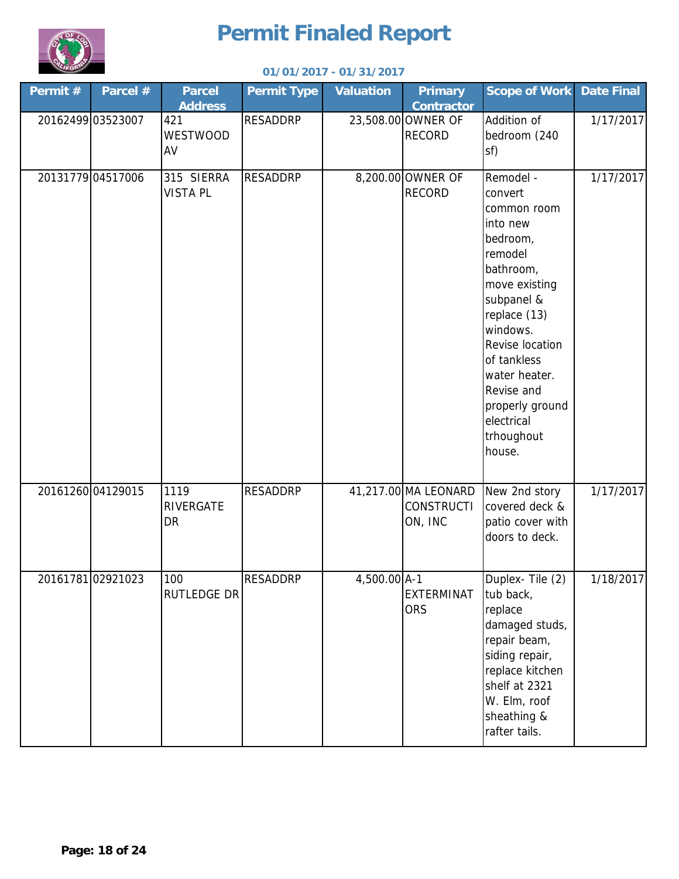# Permit Finaled Report

**01/01/2017 - 01/31/2017**

| Permit # | Parcel # | Parcel Address | Permit Type | Valuation | Primary Contractor | Scope of Work | Date Final |
|---|---|---|---|---|---|---|---|
| 20162499 | 03523007 | 421 WESTWOOD AV | RESADDRP | 23,508.00 | OWNER OF RECORD | Addition of bedroom (240 sf) | 1/17/2017 |
| 20131779 | 04517006 | 315 SIERRA VISTA PL | RESADDRP | 8,200.00 | OWNER OF RECORD | Remodel - convert common room into new bedroom, remodel bathroom, move existing subpanel & replace (13) windows. Revise location of tankless water heater. Revise and properly ground electrical trhoughout house. | 1/17/2017 |
| 20161260 | 04129015 | 1119 RIVERGATE DR | RESADDRP | 41,217.00 | MA LEONARD CONSTRUCTION, INC | New 2nd story covered deck & patio cover with doors to deck. | 1/17/2017 |
| 20161781 | 02921023 | 100 RUTLEDGE DR | RESADDRP | 4,500.00 | A-1 EXTERMINATORS | Duplex- Tile (2) tub back, replace damaged studs, repair beam, siding repair, replace kitchen shelf at 2321 W. Elm, roof sheathing & rafter tails. | 1/18/2017 |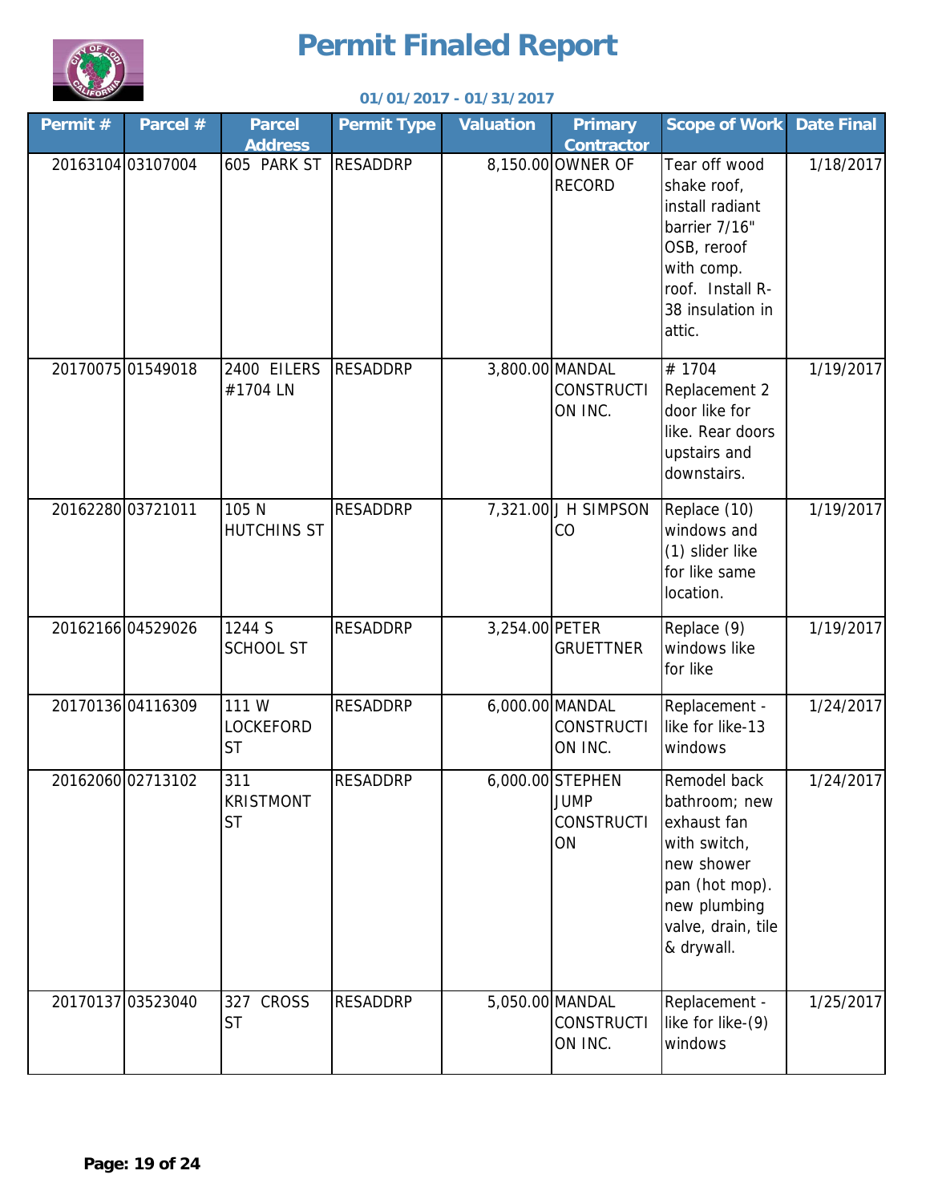# Permit Finaled Report

**01/01/2017 - 01/31/2017**

| Permit # | Parcel # | Parcel Address | Permit Type | Valuation | Primary Contractor | Scope of Work | Date Final |
|---|---|---|---|---|---|---|---|
| 20163104 | 03107004 | 605 PARK ST | RESADDRP | 8,150.00 | OWNER OF RECORD | Tear off wood shake roof, install radiant barrier 7/16" OSB, reroof with comp. roof. Install R-38 insulation in attic. | 1/18/2017 |
| 20170075 | 01549018 | 2400 EILERS #1704 LN | RESADDRP | 3,800.00 | MANDAL CONSTRUCTION INC. | # 1704 Replacement 2 door like for like. Rear doors upstairs and downstairs. | 1/19/2017 |
| 20162280 | 03721011 | 105 N HUTCHINS ST | RESADDRP | 7,321.00 | J H SIMPSON CO | Replace (10) windows and (1) slider like for like same location. | 1/19/2017 |
| 20162166 | 04529026 | 1244 S SCHOOL ST | RESADDRP | 3,254.00 | PETER GRUETTNER | Replace (9) windows like for like | 1/19/2017 |
| 20170136 | 04116309 | 111 W LOCKEFORD ST | RESADDRP | 6,000.00 | MANDAL CONSTRUCTION INC. | Replacement - like for like-13 windows | 1/24/2017 |
| 20162060 | 02713102 | 311 KRISTMONT ST | RESADDRP | 6,000.00 | STEPHEN JUMP CONSTRUCTION | Remodel back bathroom; new exhaust fan with switch, new shower pan (hot mop). new plumbing valve, drain, tile & drywall. | 1/24/2017 |
| 20170137 | 03523040 | 327 CROSS ST | RESADDRP | 5,050.00 | MANDAL CONSTRUCTION INC. | Replacement - like for like-(9) windows | 1/25/2017 |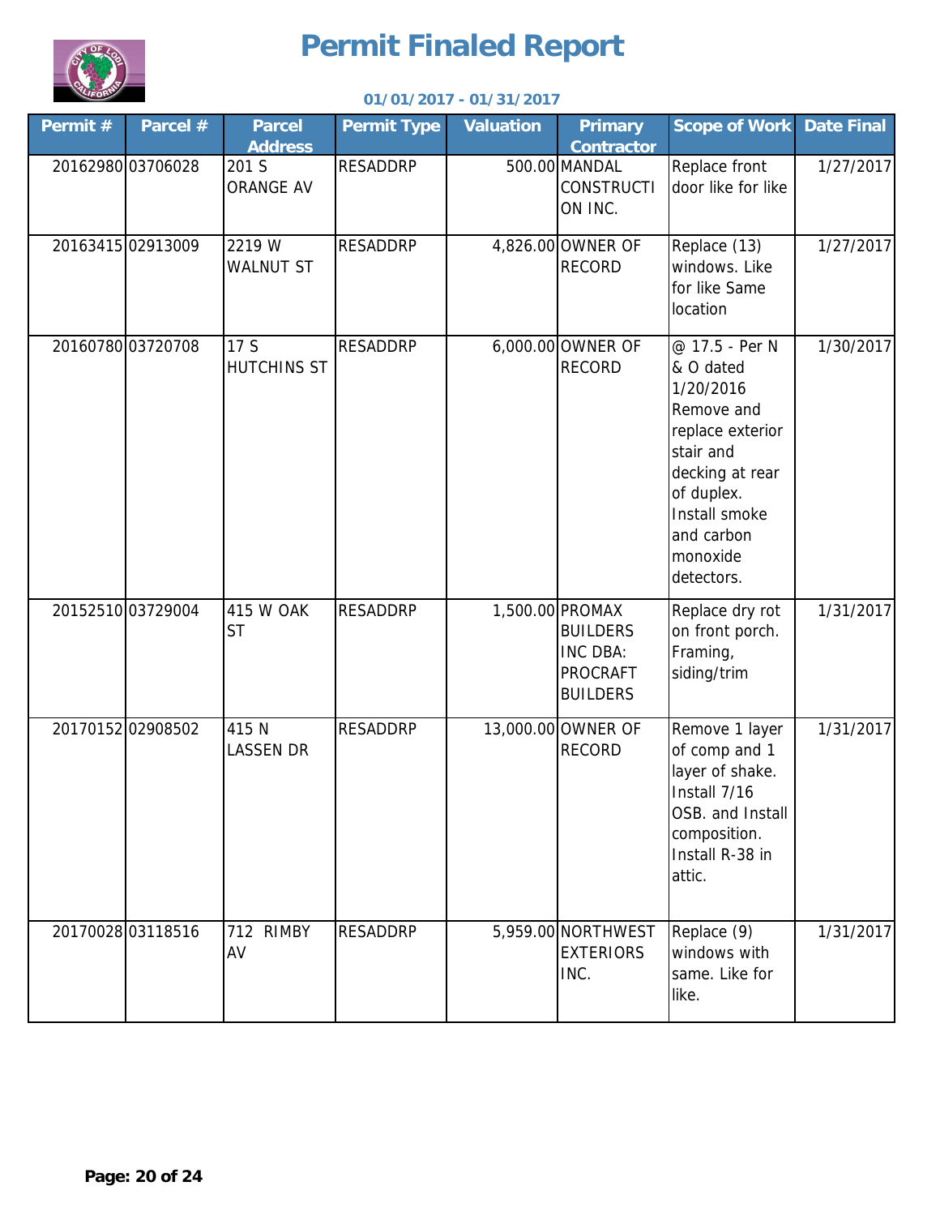# Permit Finaled Report

**01/01/2017 - 01/31/2017**

| Permit # | Parcel # | Parcel Address | Permit Type | Valuation | Primary Contractor | Scope of Work | Date Final |
|---|---|---|---|---|---|---|---|
| 20162980 | 03706028 | 201 S ORANGE AV | RESADDRP | 500.00 | MANDAL CONSTRUCTION INC. | Replace front door like for like | 1/27/2017 |
| 20163415 | 02913009 | 2219 W WALNUT ST | RESADDRP | 4,826.00 | OWNER OF RECORD | Replace (13) windows. Like for like Same location | 1/27/2017 |
| 20160780 | 03720708 | 17 S HUTCHINS ST | RESADDRP | 6,000.00 | OWNER OF RECORD | @ 17.5 - Per N & O dated 1/20/2016 Remove and replace exterior stair and decking at rear of duplex. Install smoke and carbon monoxide detectors. | 1/30/2017 |
| 20152510 | 03729004 | 415 W OAK ST | RESADDRP | 1,500.00 | PROMAX BUILDERS INC DBA: PROCRAFT BUILDERS | Replace dry rot on front porch. Framing, siding/trim | 1/31/2017 |
| 20170152 | 02908502 | 415 N LASSEN DR | RESADDRP | 13,000.00 | OWNER OF RECORD | Remove 1 layer of comp and 1 layer of shake. Install 7/16 OSB. and Install composition. Install R-38 in attic. | 1/31/2017 |
| 20170028 | 03118516 | 712 RIMBY AV | RESADDRP | 5,959.00 | NORTHWEST EXTERIORS INC. | Replace (9) windows with same. Like for like. | 1/31/2017 |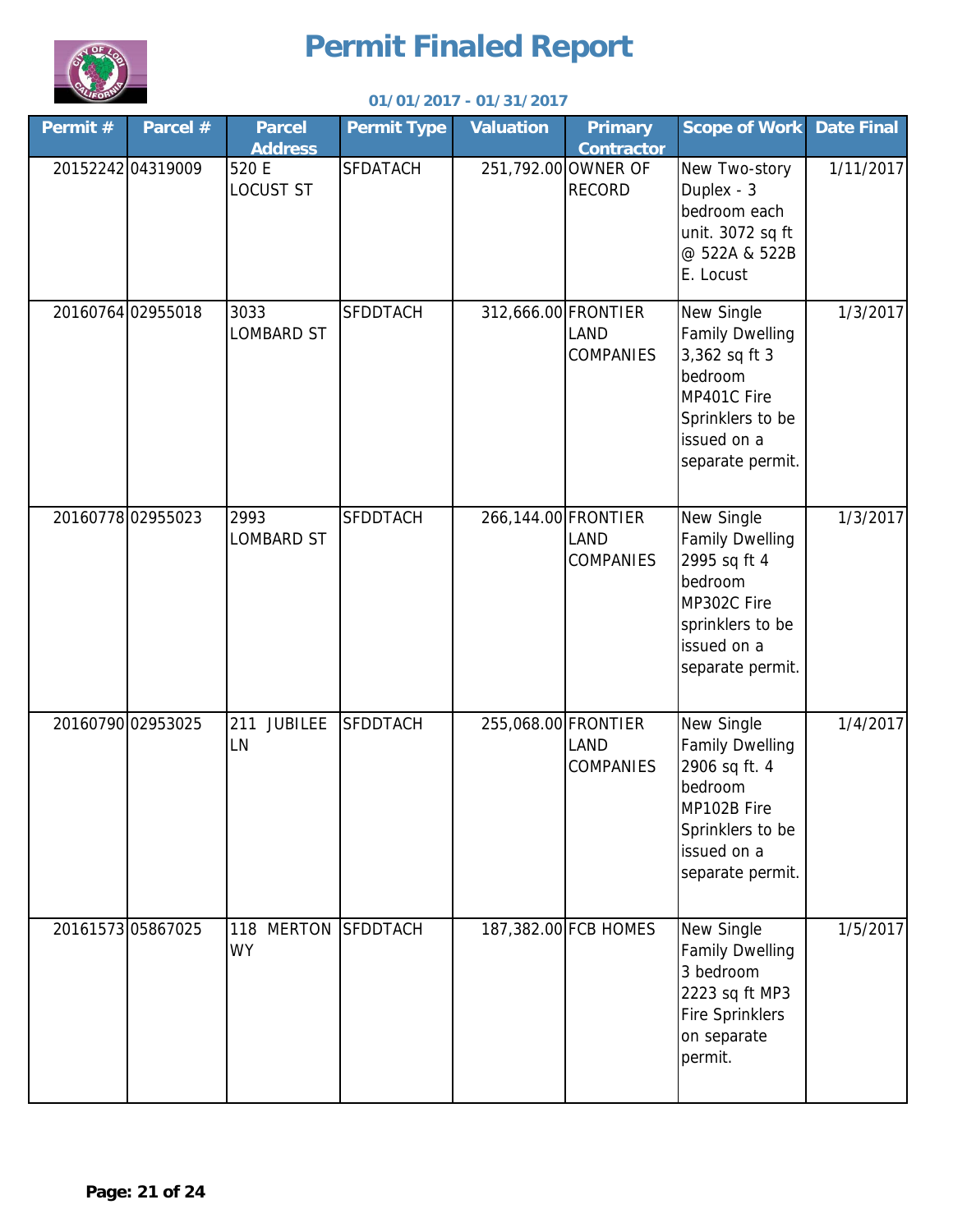# Permit Finaled Report

**01/01/2017 - 01/31/2017**

| Permit # | Parcel # | Parcel Address | Permit Type | Valuation | Primary Contractor | Scope of Work | Date Final |
|---|---|---|---|---|---|---|---|
| 20152242 | 04319009 | 520 E LOCUST ST | SFDATACH | 251,792.00 | OWNER OF RECORD | New Two-story Duplex - 3 bedroom each unit. 3072 sq ft @ 522A & 522B E. Locust | 1/11/2017 |
| 20160764 | 02955018 | 3033 LOMBARD ST | SFDDTACH | 312,666.00 | FRONTIER LAND COMPANIES | New Single Family Dwelling 3,362 sq ft 3 bedroom MP401C Fire Sprinklers to be issued on a separate permit. | 1/3/2017 |
| 20160778 | 02955023 | 2993 LOMBARD ST | SFDDTACH | 266,144.00 | FRONTIER LAND COMPANIES | New Single Family Dwelling 2995 sq ft 4 bedroom MP302C Fire sprinklers to be issued on a separate permit. | 1/3/2017 |
| 20160790 | 02953025 | 211 JUBILEE LN | SFDDTACH | 255,068.00 | FRONTIER LAND COMPANIES | New Single Family Dwelling 2906 sq ft. 4 bedroom MP102B Fire Sprinklers to be issued on a separate permit. | 1/4/2017 |
| 20161573 | 05867025 | 118 MERTON WY | SFDDTACH | 187,382.00 | FCB HOMES | New Single Family Dwelling 3 bedroom 2223 sq ft MP3 Fire Sprinklers on separate permit. | 1/5/2017 |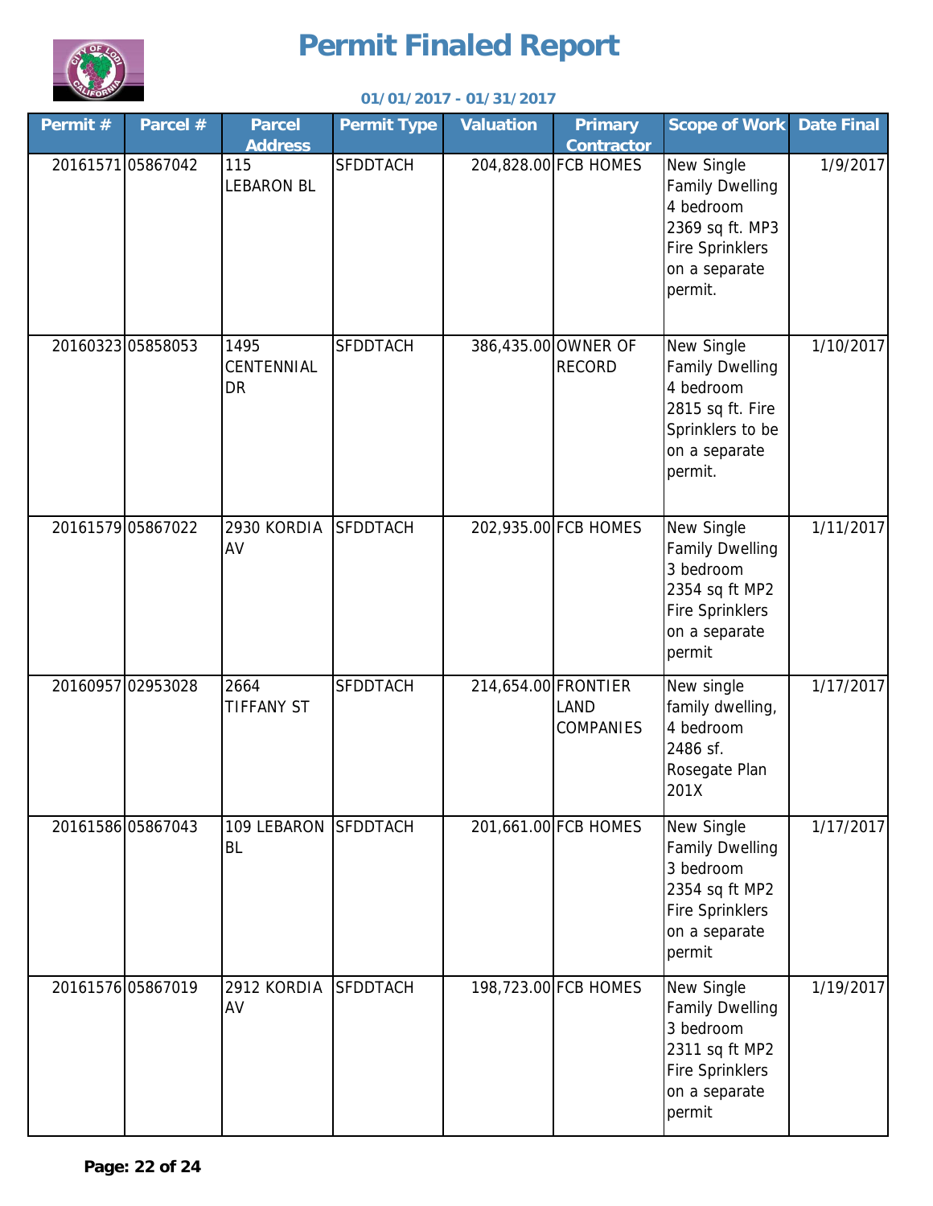# Permit Finaled Report

**01/01/2017 - 01/31/2017**

| Permit # | Parcel # | Parcel Address | Permit Type | Valuation | Primary Contractor | Scope of Work | Date Final |
|---|---|---|---|---|---|---|---|
| 20161571 | 05867042 | 115 LEBARON BL | SFDDTACH | 204,828.00 | FCB HOMES | New Single Family Dwelling 4 bedroom 2369 sq ft. MP3 Fire Sprinklers on a separate permit. | 1/9/2017 |
| 20160323 | 05858053 | 1495 CENTENNIAL DR | SFDDTACH | 386,435.00 | OWNER OF RECORD | New Single Family Dwelling 4 bedroom 2815 sq ft. Fire Sprinklers to be on a separate permit. | 1/10/2017 |
| 20161579 | 05867022 | 2930 KORDIA AV | SFDDTACH | 202,935.00 | FCB HOMES | New Single Family Dwelling 3 bedroom 2354 sq ft MP2 Fire Sprinklers on a separate permit | 1/11/2017 |
| 20160957 | 02953028 | 2664 TIFFANY ST | SFDDTACH | 214,654.00 | FRONTIER LAND COMPANIES | New single family dwelling, 4 bedroom 2486 sf. Rosegate Plan 201X | 1/17/2017 |
| 20161586 | 05867043 | 109 LEBARON BL | SFDDTACH | 201,661.00 | FCB HOMES | New Single Family Dwelling 3 bedroom 2354 sq ft MP2 Fire Sprinklers on a separate permit | 1/17/2017 |
| 20161576 | 05867019 | 2912 KORDIA AV | SFDDTACH | 198,723.00 | FCB HOMES | New Single Family Dwelling 3 bedroom 2311 sq ft MP2 Fire Sprinklers on a separate permit | 1/19/2017 |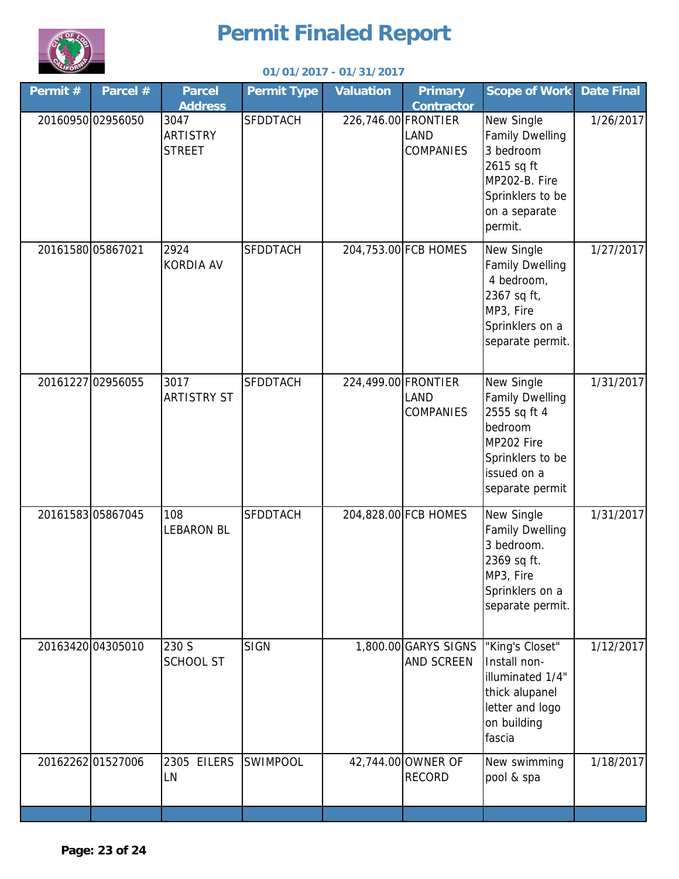# Permit Finaled Report

**01/01/2017 - 01/31/2017**

| Permit # | Parcel # | Parcel Address | Permit Type | Valuation | Primary Contractor | Scope of Work | Date Final |
|---|---|---|---|---|---|---|---|
| 20160950 | 02956050 | 3047 ARTISTRY STREET | SFDDTACH | 226,746.00 | FRONTIER LAND COMPANIES | New Single Family Dwelling 3 bedroom 2615 sq ft MP202-B. Fire Sprinklers to be on a separate permit. | 1/26/2017 |
| 20161580 | 05867021 | 2924 KORDIA AV | SFDDTACH | 204,753.00 | FCB HOMES | New Single Family Dwelling 4 bedroom, 2367 sq ft, MP3, Fire Sprinklers on a separate permit. | 1/27/2017 |
| 20161227 | 02956055 | 3017 ARTISTRY ST | SFDDTACH | 224,499.00 | FRONTIER LAND COMPANIES | New Single Family Dwelling 2555 sq ft 4 bedroom MP202 Fire Sprinklers to be issued on a separate permit | 1/31/2017 |
| 20161583 | 05867045 | 108 LEBARON BL | SFDDTACH | 204,828.00 | FCB HOMES | New Single Family Dwelling 3 bedroom. 2369 sq ft. MP3, Fire Sprinklers on a separate permit. | 1/31/2017 |
| 20163420 | 04305010 | 230 S SCHOOL ST | SIGN | 1,800.00 | GARYS SIGNS AND SCREEN | "King's Closet" Install non-illuminated 1/4" thick alupanel letter and logo on building fascia | 1/12/2017 |
| 20162262 | 01527006 | 2305 EILERS LN | SWIMPOOL | 42,744.00 | OWNER OF RECORD | New swimming pool & spa | 1/18/2017 |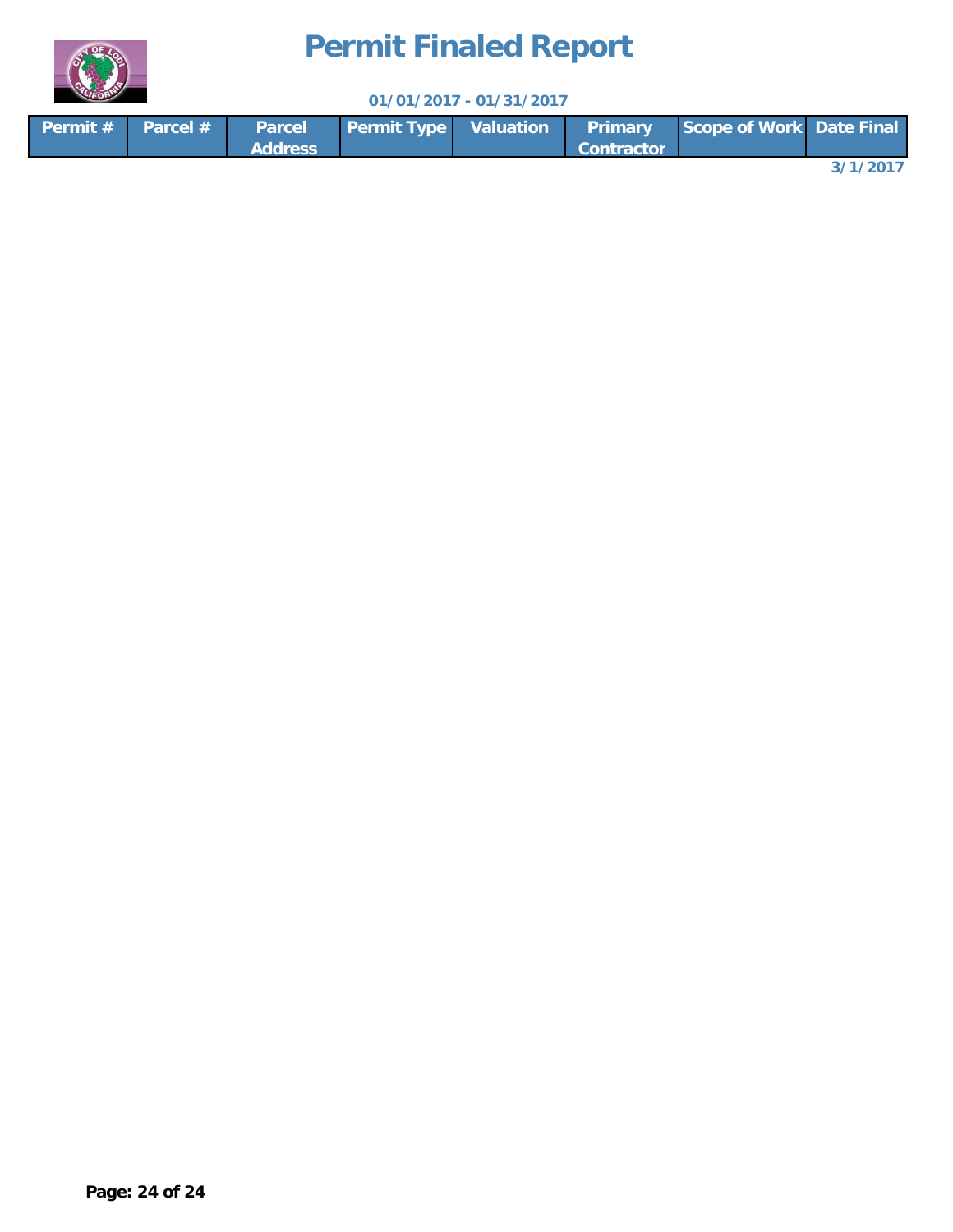# Permit Finaled Report

01/01/2017 - 01/31/2017

| Permit # | Parcel # | Parcel Address | Permit Type | Valuation | Primary Contractor | Scope of Work | Date Final |
|---|---|---|---|---|---|---|---|

3/1/2017